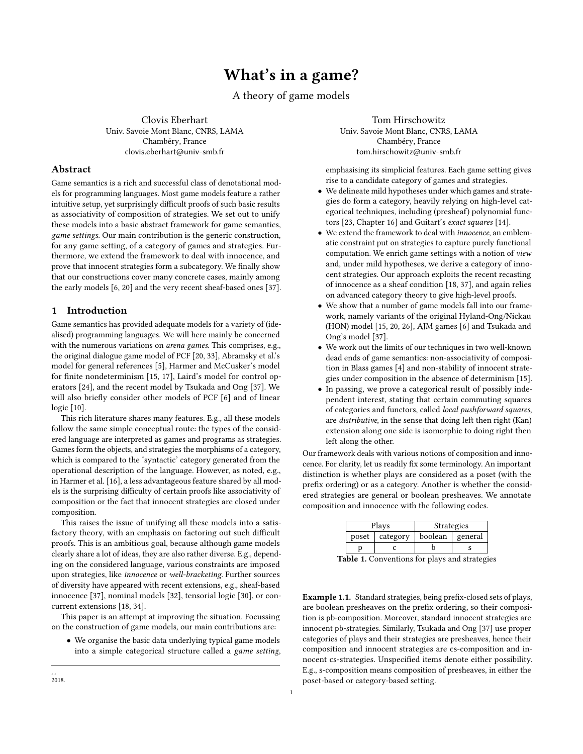# What's in a game?

## A theory of game models

Clovis Eberhart
Univ. Savoie Mont Blanc, CNRS, LAMA
Chambéry, France
clovis.eberhart@univ-smb.fr

Tom Hirschowitz
Univ. Savoie Mont Blanc, CNRS, LAMA
Chambéry, France
tom.hirschowitz@univ-smb.fr

### Abstract

Game semantics is a rich and successful class of denotational models for programming languages. Most game models feature a rather intuitive setup, yet surprisingly difficult proofs of such basic results as associativity of composition of strategies. We set out to unify these models into a basic abstract framework for game semantics, *game settings*. Our main contribution is the generic construction, for any game setting, of a category of games and strategies. Furthermore, we extend the framework to deal with innocence, and prove that innocent strategies form a subcategory. We finally show that our constructions cover many concrete cases, mainly among the early models [6, 20] and the very recent sheaf-based ones [37].

## 1 Introduction

Game semantics has provided adequate models for a variety of (idealised) programming languages. We will here mainly be concerned with the numerous variations on *arena games*. This comprises, e.g., the original dialogue game model of PCF [20, 33], Abramsky et al.'s model for general references [5], Harmer and McCusker's model for finite nondeterminism [15, 17], Laird's model for control operators [24], and the recent model by Tsukada and Ong [37]. We will also briefly consider other models of PCF [6] and of linear logic [10].

This rich literature shares many features. E.g., all these models follow the same simple conceptual route: the types of the considered language are interpreted as games and programs as strategies. Games form the objects, and strategies the morphisms of a category, which is compared to the 'syntactic' category generated from the operational description of the language. However, as noted, e.g., in Harmer et al. [16], a less advantageous feature shared by all models is the surprising difficulty of certain proofs like associativity of composition or the fact that innocent strategies are closed under composition.

This raises the issue of unifying all these models into a satisfactory theory, with an emphasis on factoring out such difficult proofs. This is an ambitious goal, because although game models clearly share a lot of ideas, they are also rather diverse. E.g., depending on the considered language, various constraints are imposed upon strategies, like *innocence* or *well-bracketing*. Further sources of diversity have appeared with recent extensions, e.g., sheaf-based innocence [37], nominal models [32], tensorial logic [30], or concurrent extensions [18, 34].

This paper is an attempt at improving the situation. Focussing on the construction of game models, our main contributions are:

- We organise the basic data underlying typical game models into a simple categorical structure called a *game setting*, emphasising its simplicial features. Each game setting gives rise to a candidate category of games and strategies.
- We delineate mild hypotheses under which games and strategies do form a category, heavily relying on high-level categorical techniques, including (presheaf) polynomial functors [23, Chapter 16] and Guitart's *exact squares* [14].
- We extend the framework to deal with *innocence*, an emblematic constraint put on strategies to capture purely functional computation. We enrich game settings with a notion of *view* and, under mild hypotheses, we derive a category of innocent strategies. Our approach exploits the recent recasting of innocence as a sheaf condition [18, 37], and again relies on advanced category theory to give high-level proofs.
- We show that a number of game models fall into our framework, namely variants of the original Hyland-Ong/Nickau (HON) model [15, 20, 26], AJM games [6] and Tsukada and Ong's model [37].
- We work out the limits of our techniques in two well-known dead ends of game semantics: non-associativity of composition in Blass games [4] and non-stability of innocent strategies under composition in the absence of determinism [15].
- In passing, we prove a categorical result of possibly independent interest, stating that certain commuting squares of categories and functors, called *local pushforward squares*, are *distributive*, in the sense that doing left then right (Kan) extension along one side is isomorphic to doing right then left along the other.

Our framework deals with various notions of composition and innocence. For clarity, let us readily fix some terminology. An important distinction is whether plays are considered as a poset (with the prefix ordering) or as a category. Another is whether the considered strategies are general or boolean presheaves. We annotate composition and innocence with the following codes.

| Plays | | Strategies | |
|---|---|---|---|
| poset | category | boolean | general |
| p | c | b | s |

**Table 1.** Conventions for plays and strategies

**Example 1.1.** Standard strategies, being prefix-closed sets of plays, are boolean presheaves on the prefix ordering, so their composition is pb-composition. Moreover, standard innocent strategies are innocent pb-strategies. Similarly, Tsukada and Ong [37] use proper categories of plays and their strategies are presheaves, hence their composition and innocent strategies are cs-composition and innocent cs-strategies. Unspecified items denote either possibility. E.g., s-composition means composition of presheaves, in either the poset-based or category-based setting.

, ,
2018.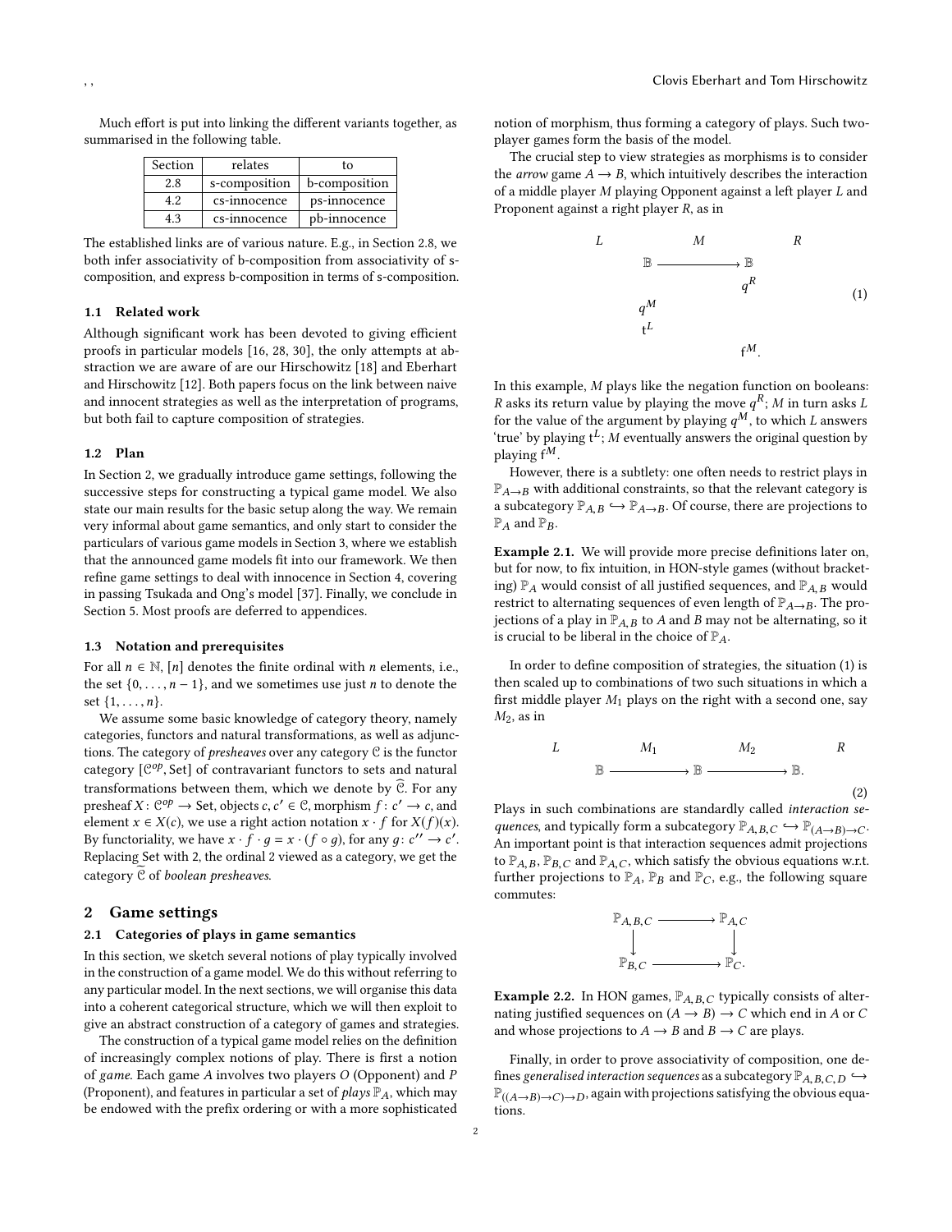Much effort is put into linking the different variants together, as summarised in the following table.

| Section | relates | to |
|---|---|---|
| 2.8 | s-composition | b-composition |
| 4.2 | cs-innocence | ps-innocence |
| 4.3 | cs-innocence | pb-innocence |

The established links are of various nature. E.g., in Section 2.8, we both infer associativity of b-composition from associativity of s-composition, and express b-composition in terms of s-composition.

### 1.1 Related work

Although significant work has been devoted to giving efficient proofs in particular models [16, 28, 30], the only attempts at abstraction we are aware of are our Hirschowitz [18] and Eberhart and Hirschowitz [12]. Both papers focus on the link between naive and innocent strategies as well as the interpretation of programs, but both fail to capture composition of strategies.

### 1.2 Plan

In Section 2, we gradually introduce game settings, following the successive steps for constructing a typical game model. We also state our main results for the basic setup along the way. We remain very informal about game semantics, and only start to consider the particulars of various game models in Section 3, where we establish that the announced game models fit into our framework. We then refine game settings to deal with innocence in Section 4, covering in passing Tsukada and Ong's model [37]. Finally, we conclude in Section 5. Most proofs are deferred to appendices.

### 1.3 Notation and prerequisites

For all $n \in \mathbb{N}$, $[n]$ denotes the finite ordinal with $n$ elements, i.e., the set $\{0, \ldots, n-1\}$, and we sometimes use just $n$ to denote the set $\{1, \ldots, n\}$.

We assume some basic knowledge of category theory, namely categories, functors and natural transformations, as well as adjunctions. The category of *presheaves* over any category $\mathcal{C}$ is the functor category $[\mathcal{C}^{op}, \mathrm{Set}]$ of contravariant functors to sets and natural transformations between them, which we denote by $\widehat{\mathcal{C}}$. For any presheaf $X\colon \mathcal{C}^{op} \to \mathrm{Set}$, objects $c, c' \in \mathcal{C}$, morphism $f\colon c' \to c$, and element $x \in X(c)$, we use a right action notation $x \cdot f$ for $X(f)(x)$. By functoriality, we have $x \cdot f \cdot g = x \cdot (f \circ g)$, for any $g\colon c'' \to c'$. Replacing Set with 2, the ordinal 2 viewed as a category, we get the category $\widetilde{\mathcal{C}}$ of *boolean presheaves*.

## 2 Game settings

### 2.1 Categories of plays in game semantics

In this section, we sketch several notions of play typically involved in the construction of a game model. We do this without referring to any particular model. In the next sections, we will organise this data into a coherent categorical structure, which we will then exploit to give an abstract construction of a category of games and strategies.

The construction of a typical game model relies on the definition of increasingly complex notions of play. There is first a notion of *game*. Each game $A$ involves two players $O$ (Opponent) and $P$ (Proponent), and features in particular a set of *plays* $\mathbb{P}_A$, which may be endowed with the prefix ordering or with a more sophisticated notion of morphism, thus forming a category of plays. Such two-player games form the basis of the model.

The crucial step to view strategies as morphisms is to consider the *arrow* game $A \to B$, which intuitively describes the interaction of a middle player $M$ playing Opponent against a left player $L$ and Proponent against a right player $R$, as in

$$
\begin{array}{ccccc}
L & & M & & R \\
& \mathbb{B} & \longrightarrow & \mathbb{B} & \\
& & & q^R & \\
& q^M & & & \\
& \mathrm{t}^L & & & \\
& & & \mathrm{f}^M. &
\end{array}
\qquad (1)
$$

In this example, $M$ plays like the negation function on booleans: $R$ asks its return value by playing the move $q^R$; $M$ in turn asks $L$ for the value of the argument by playing $q^M$, to which $L$ answers 'true' by playing $\mathrm{t}^L$; $M$ eventually answers the original question by playing $\mathrm{f}^M$.

However, there is a subtlety: one often needs to restrict plays in $\mathbb{P}_{A\to B}$ with additional constraints, so that the relevant category is a subcategory $\mathbb{P}_{A,B} \hookrightarrow \mathbb{P}_{A\to B}$. Of course, there are projections to $\mathbb{P}_A$ and $\mathbb{P}_B$.

**Example 2.1.** We will provide more precise definitions later on, but for now, to fix intuition, in HON-style games (without bracketing) $\mathbb{P}_A$ would consist of all justified sequences, and $\mathbb{P}_{A,B}$ would restrict to alternating sequences of even length of $\mathbb{P}_{A\to B}$. The projections of a play in $\mathbb{P}_{A,B}$ to $A$ and $B$ may not be alternating, so it is crucial to be liberal in the choice of $\mathbb{P}_A$.

In order to define composition of strategies, the situation (1) is then scaled up to combinations of two such situations in which a first middle player $M_1$ plays on the right with a second one, say $M_2$, as in

$$
\begin{array}{ccccccc}
L & & M_1 & & M_2 & & R \\
& \mathbb{B} & \longrightarrow & \mathbb{B} & \longrightarrow & \mathbb{B}. &
\end{array}
\qquad (2)
$$

Plays in such combinations are standardly called *interaction sequences*, and typically form a subcategory $\mathbb{P}_{A,B,C} \hookrightarrow \mathbb{P}_{(A\to B)\to C}$. An important point is that interaction sequences admit projections to $\mathbb{P}_{A,B}$, $\mathbb{P}_{B,C}$ and $\mathbb{P}_{A,C}$, which satisfy the obvious equations w.r.t. further projections to $\mathbb{P}_A$, $\mathbb{P}_B$ and $\mathbb{P}_C$, e.g., the following square commutes:

$$
\begin{array}{ccc}
\mathbb{P}_{A,B,C} & \longrightarrow & \mathbb{P}_{A,C} \\
\downarrow & & \downarrow \\
\mathbb{P}_{B,C} & \longrightarrow & \mathbb{P}_C.
\end{array}
$$

**Example 2.2.** In HON games, $\mathbb{P}_{A,B,C}$ typically consists of alternating justified sequences on $(A \to B) \to C$ which end in $A$ or $C$ and whose projections to $A \to B$ and $B \to C$ are plays.

Finally, in order to prove associativity of composition, one defines *generalised interaction sequences* as a subcategory $\mathbb{P}_{A,B,C,D} \hookrightarrow \mathbb{P}_{((A\to B)\to C)\to D}$, again with projections satisfying the obvious equations.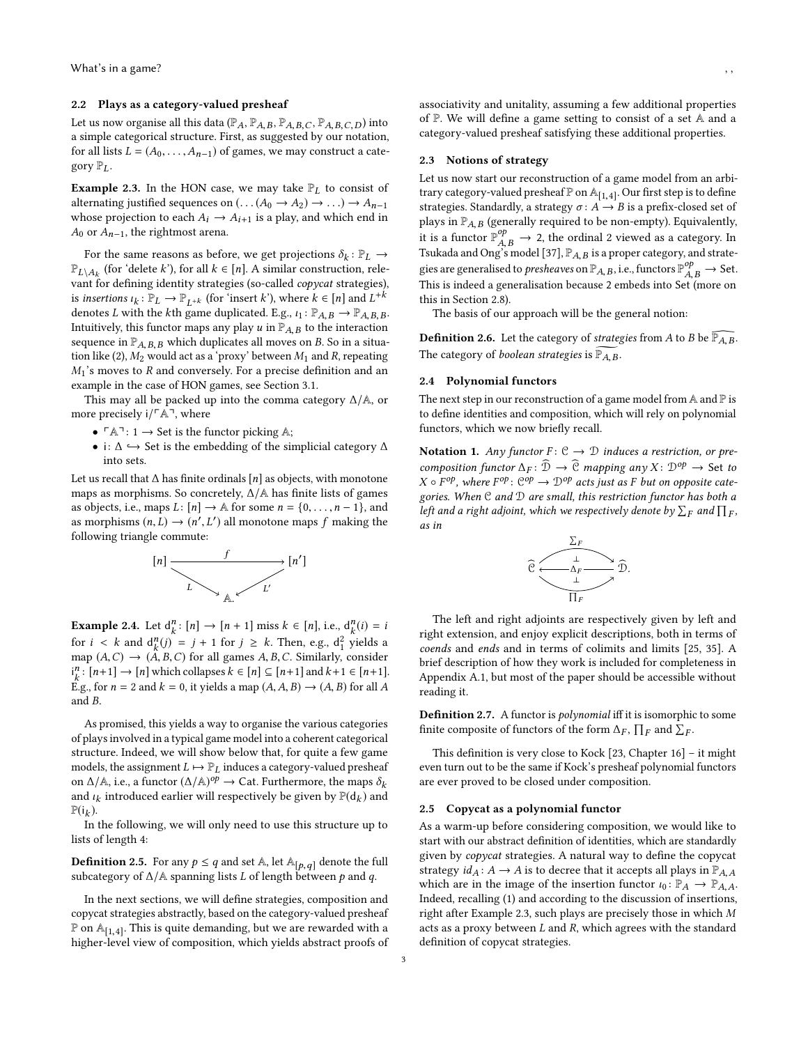### 2.2 Plays as a category-valued presheaf

Let us now organise all this data ($\mathbb{P}_A, \mathbb{P}_{A,B}, \mathbb{P}_{A,B,C}, \mathbb{P}_{A,B,C,D}$) into a simple categorical structure. First, as suggested by our notation, for all lists $L = (A_0, \ldots, A_{n-1})$ of games, we may construct a category $\mathbb{P}_L$.

**Example 2.3.** In the HON case, we may take $\mathbb{P}_L$ to consist of alternating justified sequences on $(\ldots(A_0 \to A_2) \to \ldots) \to A_{n-1}$ whose projection to each $A_i \to A_{i+1}$ is a play, and which end in $A_0$ or $A_{n-1}$, the rightmost arena.

For the same reasons as before, we get projections $\delta_k \colon \mathbb{P}_L \to \mathbb{P}_{L \setminus A_k}$ (for 'delete $k$'), for all $k \in [n]$. A similar construction, relevant for defining identity strategies (so-called *copycat* strategies), is *insertions* $\iota_k \colon \mathbb{P}_L \to \mathbb{P}_{L^{+k}}$ (for 'insert $k$'), where $k \in [n]$ and $L^{+k}$ denotes $L$ with the $k$th game duplicated. E.g., $\iota_1 \colon \mathbb{P}_{A,B} \to \mathbb{P}_{A,B,B}$. Intuitively, this functor maps any play $u$ in $\mathbb{P}_{A,B}$ to the interaction sequence in $\mathbb{P}_{A,B,B}$ which duplicates all moves on $B$. So in a situation like (2), $M_2$ would act as a 'proxy' between $M_1$ and $R$, repeating $M_1$'s moves to $R$ and conversely. For a precise definition and an example in the case of HON games, see Section 3.1.

This may all be packed up into the comma category $\Delta/\mathbb{A}$, or more precisely $\mathrm{i}/\ulcorner \mathbb{A} \urcorner$, where

- $\ulcorner \mathbb{A} \urcorner \colon 1 \to \mathrm{Set}$ is the functor picking $\mathbb{A}$;
- $\mathrm{i} \colon \Delta \hookrightarrow \mathrm{Set}$ is the embedding of the simplicial category $\Delta$ into sets.

Let us recall that $\Delta$ has finite ordinals $[n]$ as objects, with monotone maps as morphisms. So concretely, $\Delta/\mathbb{A}$ has finite lists of games as objects, i.e., maps $L \colon [n] \to \mathbb{A}$ for some $n = \{0, \ldots, n-1\}$, and as morphisms $(n, L) \to (n', L')$ all monotone maps $f$ making the following triangle commute:

$$\begin{array}{ccc} [n] & \xrightarrow{\quad f \quad} & [n'] \\ & {\scriptstyle L} \searrow \quad \swarrow {\scriptstyle L'} & \\ & \mathbb{A}. & \end{array}$$

**Example 2.4.** Let $\mathrm{d}^n_k \colon [n] \to [n+1]$ miss $k \in [n]$, i.e., $\mathrm{d}^n_k(i) = i$ for $i < k$ and $\mathrm{d}^n_k(j) = j + 1$ for $j \geq k$. Then, e.g., $\mathrm{d}^2_1$ yields a map $(A, C) \to (A, B, C)$ for all games $A, B, C$. Similarly, consider $\mathrm{i}^n_k \colon [n+1] \to [n]$ which collapses $k \in [n] \subseteq [n+1]$ and $k+1 \in [n+1]$. E.g., for $n = 2$ and $k = 0$, it yields a map $(A, A, B) \to (A, B)$ for all $A$ and $B$.

As promised, this yields a way to organise the various categories of plays involved in a typical game model into a coherent categorical structure. Indeed, we will show below that, for quite a few game models, the assignment $L \mapsto \mathbb{P}_L$ induces a category-valued presheaf on $\Delta/\mathbb{A}$, i.e., a functor $(\Delta/\mathbb{A})^{op} \to \mathrm{Cat}$. Furthermore, the maps $\delta_k$ and $\iota_k$ introduced earlier will respectively be given by $\mathbb{P}(\mathrm{d}_k)$ and $\mathbb{P}(\mathrm{i}_k)$.

In the following, we will only need to use this structure up to lists of length 4:

**Definition 2.5.** For any $p \leq q$ and set $\mathbb{A}$, let $\mathbb{A}_{[p,q]}$ denote the full subcategory of $\Delta/\mathbb{A}$ spanning lists $L$ of length between $p$ and $q$.

In the next sections, we will define strategies, composition and copycat strategies abstractly, based on the category-valued presheaf $\mathbb{P}$ on $\mathbb{A}_{[1,4]}$. This is quite demanding, but we are rewarded with a higher-level view of composition, which yields abstract proofs of associativity and unitality, assuming a few additional properties of $\mathbb{P}$. We will define a game setting to consist of a set $\mathbb{A}$ and a category-valued presheaf satisfying these additional properties.

### 2.3 Notions of strategy

Let us now start our reconstruction of a game model from an arbitrary category-valued presheaf $\mathbb{P}$ on $\mathbb{A}_{[1,4]}$. Our first step is to define strategies. Standardly, a strategy $\sigma \colon A \to B$ is a prefix-closed set of plays in $\mathbb{P}_{A,B}$ (generally required to be non-empty). Equivalently, it is a functor $\mathbb{P}^{op}_{A,B} \to 2$, the ordinal 2 viewed as a category. In Tsukada and Ong's model [37], $\mathbb{P}_{A,B}$ is a proper category, and strategies are generalised to *presheaves* on $\mathbb{P}_{A,B}$, i.e., functors $\mathbb{P}^{op}_{A,B} \to \mathrm{Set}$. This is indeed a generalisation because 2 embeds into Set (more on this in Section 2.8).

The basis of our approach will be the general notion:

**Definition 2.6.** Let the category of *strategies* from $A$ to $B$ be $\widehat{\mathbb{P}_{A,B}}$. The category of *boolean strategies* is $\widetilde{\mathbb{P}_{A,B}}$.

### 2.4 Polynomial functors

The next step in our reconstruction of a game model from $\mathbb{A}$ and $\mathbb{P}$ is to define identities and composition, which will rely on polynomial functors, which we now briefly recall.

**Notation 1.** *Any functor $F \colon \mathcal{C} \to \mathcal{D}$ induces a restriction, or precomposition functor $\Delta_F \colon \widehat{\mathcal{D}} \to \widehat{\mathcal{C}}$ mapping any $X \colon \mathcal{D}^{op} \to \mathrm{Set}$ to $X \circ F^{op}$, where $F^{op} \colon \mathcal{C}^{op} \to \mathcal{D}^{op}$ acts just as $F$ but on opposite categories. When $\mathcal{C}$ and $\mathcal{D}$ are small, this restriction functor has both a left and a right adjoint, which we respectively denote by $\sum_F$ and $\prod_F$, as in*

$$\widehat{\mathcal{C}} \;\underset{\textstyle\prod_F}{\overset{\textstyle\sum_F}{\rightleftarrows}}\; \widehat{\mathcal{D}} \quad (\textstyle\sum_F \dashv \Delta_F \dashv \prod_F).$$

The left and right adjoints are respectively given by left and right extension, and enjoy explicit descriptions, both in terms of *coends* and *ends* and in terms of colimits and limits [25, 35]. A brief description of how they work is included for completeness in Appendix A.1, but most of the paper should be accessible without reading it.

**Definition 2.7.** A functor is *polynomial* iff it is isomorphic to some finite composite of functors of the form $\Delta_F$, $\prod_F$ and $\sum_F$.

This definition is very close to Kock [23, Chapter 16] – it might even turn out to be the same if Kock's presheaf polynomial functors are ever proved to be closed under composition.

### 2.5 Copycat as a polynomial functor

As a warm-up before considering composition, we would like to start with our abstract definition of identities, which are standardly given by *copycat* strategies. A natural way to define the copycat strategy $id_A \colon A \to A$ is to decree that it accepts all plays in $\mathbb{P}_{A,A}$ which are in the image of the insertion functor $\iota_0 \colon \mathbb{P}_A \to \mathbb{P}_{A,A}$. Indeed, recalling (1) and according to the discussion of insertions, right after Example 2.3, such plays are precisely those in which $M$ acts as a proxy between $L$ and $R$, which agrees with the standard definition of copycat strategies.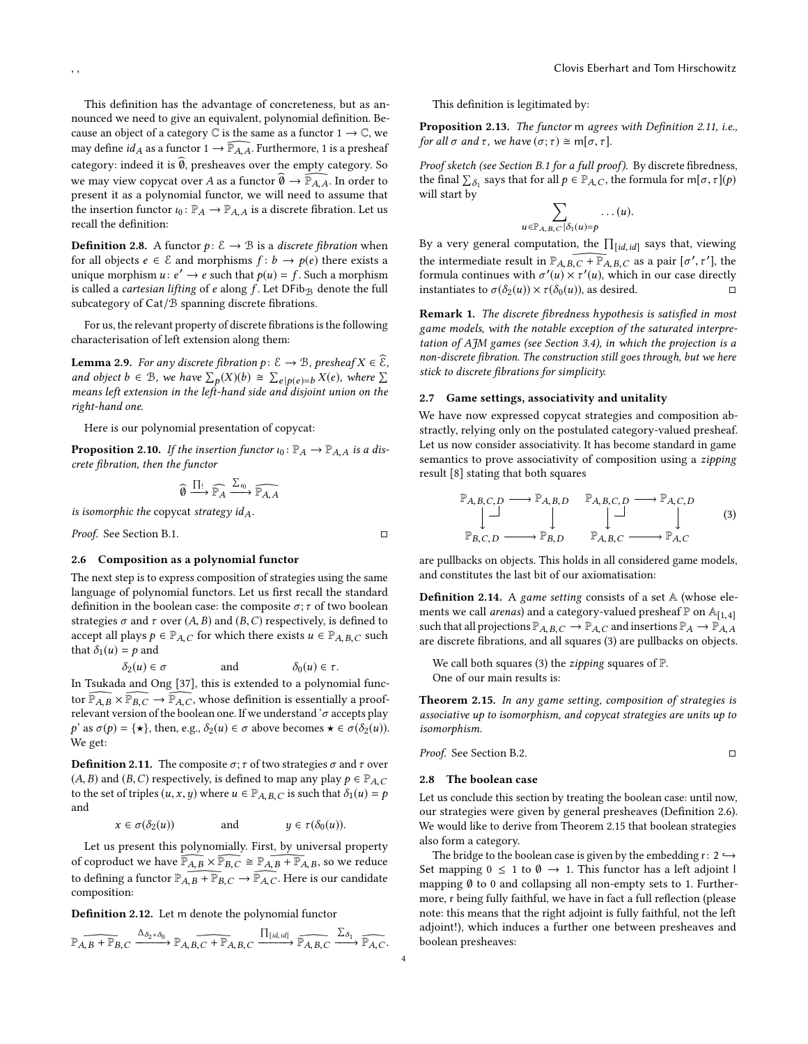This definition has the advantage of concreteness, but as announced we need to give an equivalent, polynomial definition. Because an object of a category $\mathbb{C}$ is the same as a functor $1 \to \mathbb{C}$, we may define $id_A$ as a functor $1 \to \widehat{\mathbb{P}_{A,A}}$. Furthermore, 1 is a presheaf category: indeed it is $\widehat{\emptyset}$, presheaves over the empty category. So we may view copycat over $A$ as a functor $\widehat{\emptyset} \to \widehat{\mathbb{P}_{A,A}}$. In order to present it as a polynomial functor, we will need to assume that the insertion functor $\iota_0 : \mathbb{P}_A \to \mathbb{P}_{A,A}$ is a discrete fibration. Let us recall the definition:

**Definition 2.8.** A functor $p : \mathcal{E} \to \mathcal{B}$ is a *discrete fibration* when for all objects $e \in \mathcal{E}$ and morphisms $f : b \to p(e)$ there exists a unique morphism $u : e' \to e$ such that $p(u) = f$. Such a morphism is called a *cartesian lifting* of $e$ along $f$. Let $\mathsf{DFib}_{\mathcal{B}}$ denote the full subcategory of $\mathsf{Cat}/\mathcal{B}$ spanning discrete fibrations.

For us, the relevant property of discrete fibrations is the following characterisation of left extension along them:

**Lemma 2.9.** *For any discrete fibration $p : \mathcal{E} \to \mathcal{B}$, presheaf $X \in \widehat{\mathcal{E}}$, and object $b \in \mathcal{B}$, we have $\sum_p(X)(b) \cong \sum_{e \mid p(e)=b} X(e)$, where $\sum$ means left extension in the left-hand side and disjoint union on the right-hand one.*

Here is our polynomial presentation of copycat:

**Proposition 2.10.** *If the insertion functor $\iota_0 : \mathbb{P}_A \to \mathbb{P}_{A,A}$ is a discrete fibration, then the functor*

$$\widehat{\emptyset} \xrightarrow{\prod_!} \widehat{\mathbb{P}_A} \xrightarrow{\sum_{\iota_0}} \widehat{\mathbb{P}_{A,A}}$$

*is isomorphic the* copycat *strategy $id_A$.*

*Proof.* See Section B.1. ◻

## 2.6 Composition as a polynomial functor

The next step is to express composition of strategies using the same language of polynomial functors. Let us first recall the standard definition in the boolean case: the composite $\sigma;\tau$ of two boolean strategies $\sigma$ and $\tau$ over $(A, B)$ and $(B, C)$ respectively, is defined to accept all plays $p \in \mathbb{P}_{A,C}$ for which there exists $u \in \mathbb{P}_{A,B,C}$ such that $\delta_1(u) = p$ and

$$\delta_2(u) \in \sigma \qquad \text{and} \qquad \delta_0(u) \in \tau.$$

In Tsukada and Ong [37], this is extended to a polynomial functor $\widehat{\mathbb{P}_{A,B}} \times \widehat{\mathbb{P}_{B,C}} \to \widehat{\mathbb{P}_{A,C}}$, whose definition is essentially a proof-relevant version of the boolean one. If we understand '$\sigma$ accepts play $p$' as $\sigma(p) = \{\star\}$, then, e.g., $\delta_2(u) \in \sigma$ above becomes $\star \in \sigma(\delta_2(u))$. We get:

**Definition 2.11.** The composite $\sigma;\tau$ of two strategies $\sigma$ and $\tau$ over $(A, B)$ and $(B, C)$ respectively, is defined to map any play $p \in \mathbb{P}_{A,C}$ to the set of triples $(u, x, y)$ where $u \in \mathbb{P}_{A,B,C}$ is such that $\delta_1(u) = p$ and

$$x \in \sigma(\delta_2(u)) \qquad \text{and} \qquad y \in \tau(\delta_0(u)).$$

Let us present this polynomially. First, by universal property of coproduct we have $\widehat{\mathbb{P}_{A,B}} \times \widehat{\mathbb{P}_{B,C}} \cong \widehat{\mathbb{P}_{A,B} + \mathbb{P}_{A,B}}$, so we reduce to defining a functor $\widehat{\mathbb{P}_{A,B} + \mathbb{P}_{B,C}} \to \widehat{\mathbb{P}_{A,C}}$. Here is our candidate composition:

**Definition 2.12.** Let $\mathsf{m}$ denote the polynomial functor

$$\widehat{\mathbb{P}_{A,B} + \mathbb{P}_{B,C}} \xrightarrow{\Delta_{\delta_2 + \delta_0}} \widehat{\mathbb{P}_{A,B,C} + \mathbb{P}_{A,B,C}} \xrightarrow{\prod_{[id,id]}} \widehat{\mathbb{P}_{A,B,C}} \xrightarrow{\sum_{\delta_1}} \widehat{\mathbb{P}_{A,C}}.$$

This definition is legitimated by:

**Proposition 2.13.** *The functor $\mathsf{m}$ agrees with Definition 2.11, i.e., for all $\sigma$ and $\tau$, we have $(\sigma;\tau) \cong \mathsf{m}[\sigma,\tau]$.*

*Proof sketch (see Section B.1 for a full proof).* By discrete fibredness, the final $\sum_{\delta_1}$ says that for all $p \in \mathbb{P}_{A,C}$, the formula for $\mathsf{m}[\sigma,\tau](p)$ will start by

$$\sum_{u \in \mathbb{P}_{A,B,C} \mid \delta_1(u)=p} \ldots (u).$$

By a very general computation, the $\prod_{[id,id]}$ says that, viewing the intermediate result in $\widehat{\mathbb{P}_{A,B,C} + \mathbb{P}_{A,B,C}}$ as a pair $[\sigma',\tau']$, the formula continues with $\sigma'(u) \times \tau'(u)$, which in our case directly instantiates to $\sigma(\delta_2(u)) \times \tau(\delta_0(u))$, as desired. ◻

**Remark 1.** *The discrete fibredness hypothesis is satisfied in most game models, with the notable exception of the saturated interpretation of AJM games (see Section 3.4), in which the projection is a non-discrete fibration. The construction still goes through, but we here stick to discrete fibrations for simplicity.*

## 2.7 Game settings, associativity and unitality

We have now expressed copycat strategies and composition abstractly, relying only on the postulated category-valued presheaf. Let us now consider associativity. It has become standard in game semantics to prove associativity of composition using a *zipping* result [8] stating that both squares

$$\begin{array}{ccc} \mathbb{P}_{A,B,C,D} & \longrightarrow & \mathbb{P}_{A,B,D} \\ \downarrow & \lrcorner & \downarrow \\ \mathbb{P}_{B,C,D} & \longrightarrow & \mathbb{P}_{B,D} \end{array} \qquad \begin{array}{ccc} \mathbb{P}_{A,B,C,D} & \longrightarrow & \mathbb{P}_{A,C,D} \\ \downarrow & \lrcorner & \downarrow \\ \mathbb{P}_{A,B,C} & \longrightarrow & \mathbb{P}_{A,C} \end{array} \tag{3}$$

are pullbacks on objects. This holds in all considered game models, and constitutes the last bit of our axiomatisation:

**Definition 2.14.** A *game setting* consists of a set $\mathbb{A}$ (whose elements we call *arenas*) and a category-valued presheaf $\mathbb{P}$ on $\mathbb{A}_{[1,4]}$ such that all projections $\mathbb{P}_{A,B,C} \to \mathbb{P}_{A,C}$ and insertions $\mathbb{P}_A \to \mathbb{P}_{A,A}$ are discrete fibrations, and all squares (3) are pullbacks on objects.

We call both squares (3) the *zipping squares* of $\mathbb{P}$.

One of our main results is:

**Theorem 2.15.** *In any game setting, composition of strategies is associative up to isomorphism, and copycat strategies are units up to isomorphism.*

*Proof.* See Section B.2. ◻

## 2.8 The boolean case

Let us conclude this section by treating the boolean case: until now, our strategies were given by general presheaves (Definition 2.6). We would like to derive from Theorem 2.15 that boolean strategies also form a category.

The bridge to the boolean case is given by the embedding $\mathsf{r} : 2 \hookrightarrow \mathsf{Set}$ mapping $0 \le 1$ to $\emptyset \to 1$. This functor has a left adjoint $\mathsf{l}$ mapping $\emptyset$ to 0 and collapsing all non-empty sets to 1. Furthermore, $\mathsf{r}$ being fully faithful, we have in fact a full reflection (please note: this means that the right adjoint is fully faithful, not the left adjoint!), which induces a further one between presheaves and boolean presheaves: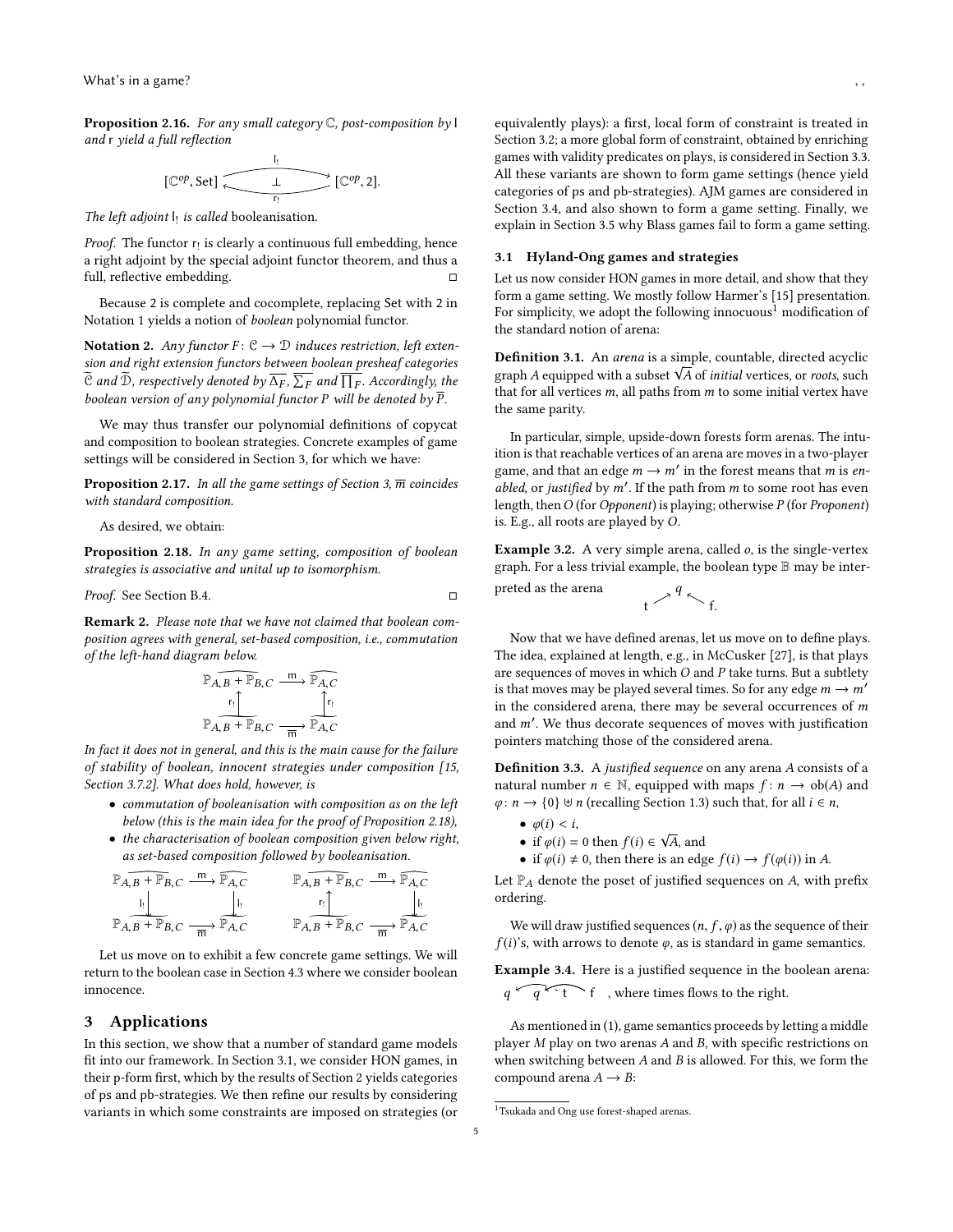**Proposition 2.16.** *For any small category $\mathbb{C}$, post-composition by* $\mathsf{l}$ *and* $\mathsf{r}$ *yield a full reflection*

$$[\mathbb{C}^{op}, \mathrm{Set}] \underset{\mathsf{r}_!}{\overset{\mathsf{l}_!}{\rightleftarrows}} [\mathbb{C}^{op}, 2]. \quad (\bot)$$

*The left adjoint* $\mathsf{l}_!$ *is called* booleanisation.

*Proof.* The functor $\mathsf{r}_!$ is clearly a continuous full embedding, hence a right adjoint by the special adjoint functor theorem, and thus a full, reflective embedding. □

Because 2 is complete and cocomplete, replacing Set with 2 in Notation 1 yields a notion of *boolean* polynomial functor.

**Notation 2.** *Any functor $F\colon \mathcal{C} \to \mathcal{D}$ induces restriction, left extension and right extension functors between boolean presheaf categories $\widetilde{\mathcal{C}}$ and $\widetilde{\mathcal{D}}$, respectively denoted by $\overline{\Delta_F}$, $\overline{\sum_F}$ and $\overline{\prod_F}$. Accordingly, the boolean version of any polynomial functor $P$ will be denoted by $\overline{P}$.*

We may thus transfer our polynomial definitions of copycat and composition to boolean strategies. Concrete examples of game settings will be considered in Section 3, for which we have:

**Proposition 2.17.** *In all the game settings of Section 3, $\overline{\mathsf{m}}$ coincides with standard composition.*

As desired, we obtain:

**Proposition 2.18.** *In any game setting, composition of boolean strategies is associative and unital up to isomorphism.*

*Proof.* See Section B.4. □

**Remark 2.** *Please note that we have not claimed that boolean composition agrees with general, set-based composition, i.e., commutation of the left-hand diagram below.*

$$\begin{array}{ccc} \widehat{\mathbb{P}_{A,B} + \mathbb{P}_{B,C}} & \xrightarrow{\mathsf{m}} & \widehat{\mathbb{P}_{A,C}} \\ \uparrow{\scriptstyle \mathsf{r}_!} & & \uparrow{\scriptstyle \mathsf{r}_!} \\ \widetilde{\mathbb{P}_{A,B} + \mathbb{P}_{B,C}} & \xrightarrow[\overline{\mathsf{m}}]{} & \widetilde{\mathbb{P}_{A,C}} \end{array}$$

*In fact it does not in general, and this is the main cause for the failure of stability of boolean, innocent strategies under composition [15, Section 3.7.2]. What does hold, however, is*

- *commutation of booleanisation with composition as on the left below (this is the main idea for the proof of Proposition 2.18),*
- *the characterisation of boolean composition given below right, as set-based composition followed by booleanisation.*

$$\begin{array}{ccc} \widehat{\mathbb{P}_{A,B} + \mathbb{P}_{B,C}} & \xrightarrow{\mathsf{m}} & \widehat{\mathbb{P}_{A,C}} \\ \downarrow{\scriptstyle \mathsf{l}_!} & & \downarrow{\scriptstyle \mathsf{l}_!} \\ \widetilde{\mathbb{P}_{A,B} + \mathbb{P}_{B,C}} & \xrightarrow[\overline{\mathsf{m}}]{} & \widetilde{\mathbb{P}_{A,C}} \end{array} \qquad \begin{array}{ccc} \widehat{\mathbb{P}_{A,B} + \mathbb{P}_{B,C}} & \xrightarrow{\mathsf{m}} & \widehat{\mathbb{P}_{A,C}} \\ \uparrow{\scriptstyle \mathsf{r}_!} & & \downarrow{\scriptstyle \mathsf{l}_!} \\ \widetilde{\mathbb{P}_{A,B} + \mathbb{P}_{B,C}} & \xrightarrow[\overline{\mathsf{m}}]{} & \widetilde{\mathbb{P}_{A,C}} \end{array}$$

Let us move on to exhibit a few concrete game settings. We will return to the boolean case in Section 4.3 where we consider boolean innocence.

# 3 Applications

In this section, we show that a number of standard game models fit into our framework. In Section 3.1, we consider HON games, in their p-form first, which by the results of Section 2 yields categories of ps and pb-strategies. We then refine our results by considering variants in which some constraints are imposed on strategies (or equivalently plays): a first, local form of constraint is treated in Section 3.2; a more global form of constraint, obtained by enriching games with validity predicates on plays, is considered in Section 3.3. All these variants are shown to form game settings (hence yield categories of ps and pb-strategies). AJM games are considered in Section 3.4, and also shown to form a game setting. Finally, we explain in Section 3.5 why Blass games fail to form a game setting.

## 3.1 Hyland-Ong games and strategies

Let us now consider HON games in more detail, and show that they form a game setting. We mostly follow Harmer's [15] presentation. For simplicity, we adopt the following innocuous[1] modification of the standard notion of arena:

**Definition 3.1.** An *arena* is a simple, countable, directed acyclic graph $A$ equipped with a subset $\sqrt{A}$ of *initial* vertices, or *roots*, such that for all vertices $m$, all paths from $m$ to some initial vertex have the same parity.

In particular, simple, upside-down forests form arenas. The intuition is that reachable vertices of an arena are moves in a two-player game, and that an edge $m \to m'$ in the forest means that $m$ is *enabled*, or *justified* by $m'$. If the path from $m$ to some root has even length, then $O$ (for *Opponent*) is playing; otherwise $P$ (for *Proponent*) is. E.g., all roots are played by $O$.

**Example 3.2.** A very simple arena, called $o$, is the single-vertex graph. For a less trivial example, the boolean type $\mathbb{B}$ may be interpreted as the arena

$$\mathsf{t} \nearrow q \nwarrow \mathsf{f}.$$

Now that we have defined arenas, let us move on to define plays. The idea, explained at length, e.g., in McCusker [27], is that plays are sequences of moves in which $O$ and $P$ take turns. But a subtlety is that moves may be played several times. So for any edge $m \to m'$ in the considered arena, there may be several occurrences of $m$ and $m'$. We thus decorate sequences of moves with justification pointers matching those of the considered arena.

**Definition 3.3.** A *justified sequence* on any arena $A$ consists of a natural number $n \in \mathbb{N}$, equipped with maps $f\colon n \to \mathrm{ob}(A)$ and $\varphi\colon n \to \{0\} \uplus n$ (recalling Section 1.3) such that, for all $i \in n$,

- $\varphi(i) < i$,
- if $\varphi(i) = 0$ then $f(i) \in \sqrt{A}$, and
- if $\varphi(i) \neq 0$, then there is an edge $f(i) \to f(\varphi(i))$ in $A$.

Let $\mathbb{P}_A$ denote the poset of justified sequences on $A$, with prefix ordering.

We will draw justified sequences $(n, f, \varphi)$ as the sequence of their $f(i)$'s, with arrows to denote $\varphi$, as is standard in game semantics.

**Example 3.4.** Here is a justified sequence in the boolean arena: $q \; q \; \mathsf{t} \; \mathsf{f}$ , where times flows to the right.

As mentioned in (1), game semantics proceeds by letting a middle player $M$ play on two arenas $A$ and $B$, with specific restrictions on when switching between $A$ and $B$ is allowed. For this, we form the compound arena $A \multimap B$:

[1] Tsukada and Ong use forest-shaped arenas.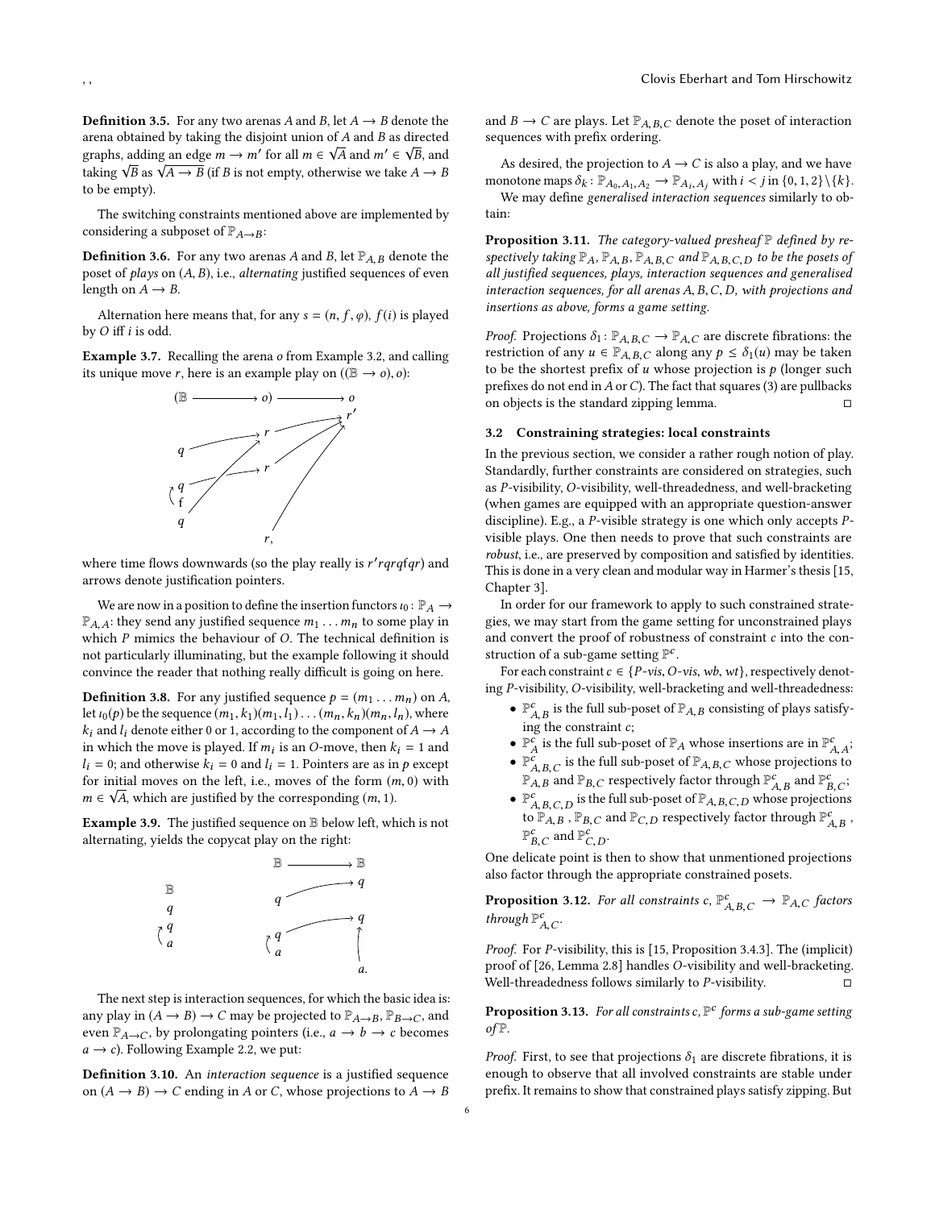**Definition 3.5.** For any two arenas $A$ and $B$, let $A \to B$ denote the arena obtained by taking the disjoint union of $A$ and $B$ as directed graphs, adding an edge $m \to m'$ for all $m \in \sqrt{A}$ and $m' \in \sqrt{B}$, and taking $\sqrt{B}$ as $\sqrt{A \to B}$ (if $B$ is not empty, otherwise we take $A \to B$ to be empty).

The switching constraints mentioned above are implemented by considering a subposet of $\mathbb{P}_{A \to B}$:

**Definition 3.6.** For any two arenas $A$ and $B$, let $\mathbb{P}_{A,B}$ denote the poset of *plays* on $(A, B)$, i.e., *alternating* justified sequences of even length on $A \to B$.

Alternation here means that, for any $s = (n, f, \varphi)$, $f(i)$ is played by $O$ iff $i$ is odd.

**Example 3.7.** Recalling the arena $o$ from Example 3.2, and calling its unique move $r$, here is an example play on $((\mathbb{B} \to o), o)$:

$$(\mathbb{B} \longrightarrow o) \longrightarrow o$$

where time flows downwards (so the play really is $r'rqrqfqr$) and arrows denote justification pointers.

We are now in a position to define the insertion functors $\iota_0 \colon \mathbb{P}_A \to \mathbb{P}_{A,A}$: they send any justified sequence $m_1 \dots m_n$ to some play in which $P$ mimics the behaviour of $O$. The technical definition is not particularly illuminating, but the example following it should convince the reader that nothing really difficult is going on here.

**Definition 3.8.** For any justified sequence $p = (m_1 \dots m_n)$ on $A$, let $\iota_0(p)$ be the sequence $(m_1, k_1)(m_1, l_1) \dots (m_n, k_n)(m_n, l_n)$, where $k_i$ and $l_i$ denote either 0 or 1, according to the component of $A \to A$ in which the move is played. If $m_i$ is an $O$-move, then $k_i = 1$ and $l_i = 0$; and otherwise $k_i = 0$ and $l_i = 1$. Pointers are as in $p$ except for initial moves on the left, i.e., moves of the form $(m, 0)$ with $m \in \sqrt{A}$, which are justified by the corresponding $(m, 1)$.

**Example 3.9.** The justified sequence on $\mathbb{B}$ below left, which is not alternating, yields the copycat play on the right:

$$\mathbb{B} \longrightarrow \mathbb{B}$$

The next step is interaction sequences, for which the basic idea is: any play in $(A \to B) \to C$ may be projected to $\mathbb{P}_{A \to B}$, $\mathbb{P}_{B \to C}$, and even $\mathbb{P}_{A \to C}$, by prolongating pointers (i.e., $a \to b \to c$ becomes $a \to c$). Following Example 2.2, we put:

**Definition 3.10.** An *interaction sequence* is a justified sequence on $(A \to B) \to C$ ending in $A$ or $C$, whose projections to $A \to B$ and $B \to C$ are plays. Let $\mathbb{P}_{A,B,C}$ denote the poset of interaction sequences with prefix ordering.

As desired, the projection to $A \to C$ is also a play, and we have monotone maps $\delta_k \colon \mathbb{P}_{A_0,A_1,A_2} \to \mathbb{P}_{A_i,A_j}$ with $i < j$ in $\{0, 1, 2\} \setminus \{k\}$.

We may define *generalised interaction sequences* similarly to obtain:

**Proposition 3.11.** *The category-valued presheaf $\mathbb{P}$ defined by respectively taking $\mathbb{P}_A$, $\mathbb{P}_{A,B}$, $\mathbb{P}_{A,B,C}$ and $\mathbb{P}_{A,B,C,D}$ to be the posets of all justified sequences, plays, interaction sequences and generalised interaction sequences, for all arenas $A, B, C, D$, with projections and insertions as above, forms a game setting.*

*Proof.* Projections $\delta_1 \colon \mathbb{P}_{A,B,C} \to \mathbb{P}_{A,C}$ are discrete fibrations: the restriction of any $u \in \mathbb{P}_{A,B,C}$ along any $p \leq \delta_1(u)$ may be taken to be the shortest prefix of $u$ whose projection is $p$ (longer such prefixes do not end in $A$ or $C$). The fact that squares (3) are pullbacks on objects is the standard zipping lemma. □

### 3.2 Constraining strategies: local constraints

In the previous section, we consider a rather rough notion of play. Standardly, further constraints are considered on strategies, such as $P$-visibility, $O$-visibility, well-threadedness, and well-bracketing (when games are equipped with an appropriate question-answer discipline). E.g., a $P$-visible strategy is one which only accepts $P$-visible plays. One then needs to prove that such constraints are *robust*, i.e., are preserved by composition and satisfied by identities. This is done in a very clean and modular way in Harmer's thesis [15, Chapter 3].

In order for our framework to apply to such constrained strategies, we may start from the game setting for unconstrained plays and convert the proof of robustness of constraint $c$ into the construction of a sub-game setting $\mathbb{P}^c$.

For each constraint $c \in \{P\text{-}vis, O\text{-}vis, wb, wt\}$, respectively denoting $P$-visibility, $O$-visibility, well-bracketing and well-threadedness:

- $\mathbb{P}^c_{A,B}$ is the full sub-poset of $\mathbb{P}_{A,B}$ consisting of plays satisfying the constraint $c$;
- $\mathbb{P}^c_A$ is the full sub-poset of $\mathbb{P}_A$ whose insertions are in $\mathbb{P}^c_{A,A}$;
- $\mathbb{P}^c_{A,B,C}$ is the full sub-poset of $\mathbb{P}_{A,B,C}$ whose projections to $\mathbb{P}_{A,B}$ and $\mathbb{P}_{B,C}$ respectively factor through $\mathbb{P}^c_{A,B}$ and $\mathbb{P}^c_{B,C}$;
- $\mathbb{P}^c_{A,B,C,D}$ is the full sub-poset of $\mathbb{P}_{A,B,C,D}$ whose projections to $\mathbb{P}_{A,B}$, $\mathbb{P}_{B,C}$ and $\mathbb{P}_{C,D}$ respectively factor through $\mathbb{P}^c_{A,B}$, $\mathbb{P}^c_{B,C}$ and $\mathbb{P}^c_{C,D}$.

One delicate point is then to show that unmentioned projections also factor through the appropriate constrained posets.

**Proposition 3.12.** *For all constraints $c$, $\mathbb{P}^c_{A,B,C} \to \mathbb{P}_{A,C}$ factors through $\mathbb{P}^c_{A,C}$.*

*Proof.* For $P$-visibility, this is [15, Proposition 3.4.3]. The (implicit) proof of [26, Lemma 2.8] handles $O$-visibility and well-bracketing. Well-threadedness follows similarly to $P$-visibility. □

**Proposition 3.13.** *For all constraints $c$, $\mathbb{P}^c$ forms a sub-game setting of $\mathbb{P}$.*

*Proof.* First, to see that projections $\delta_1$ are discrete fibrations, it is enough to observe that all involved constraints are stable under prefix. It remains to show that constrained plays satisfy zipping. But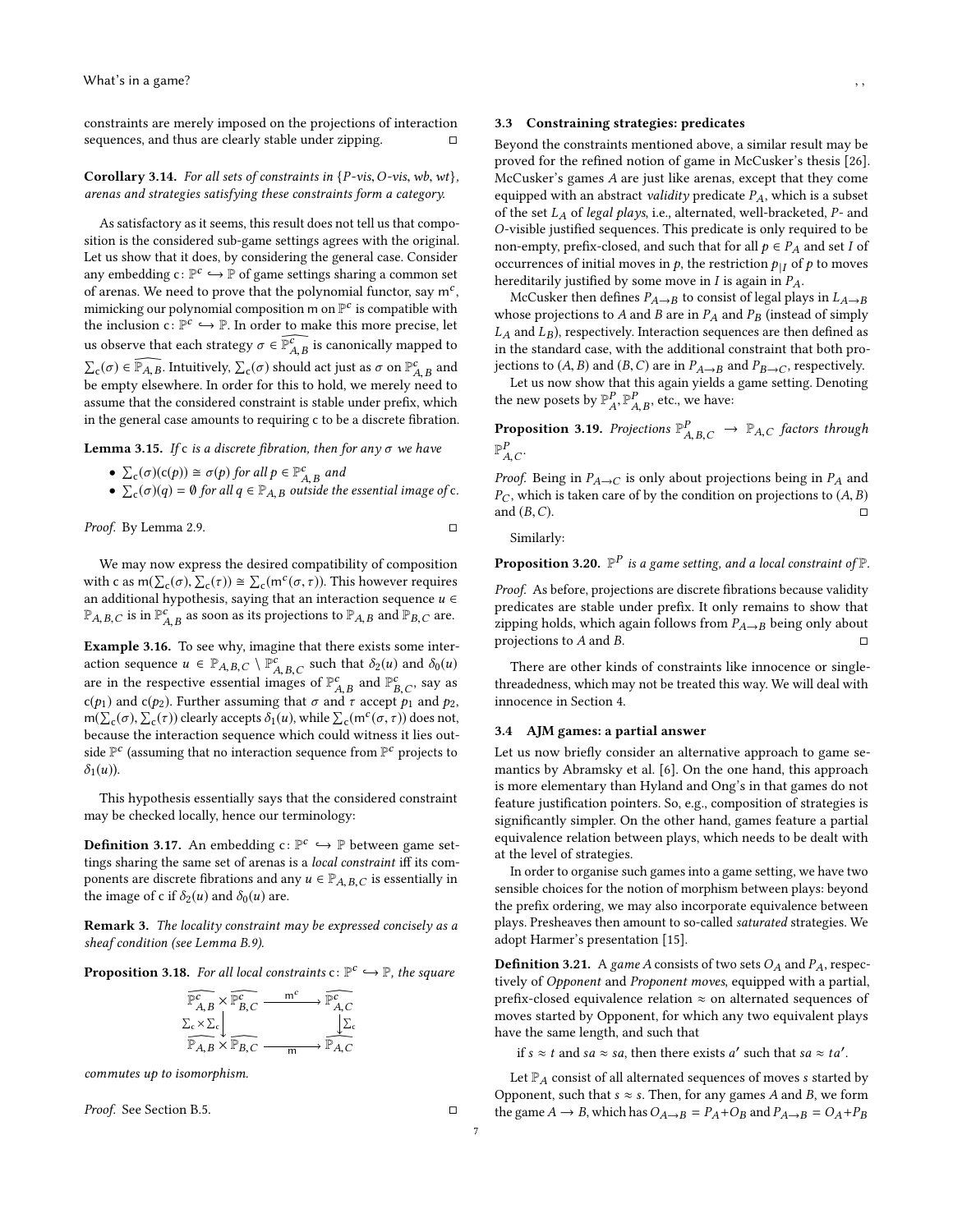constraints are merely imposed on the projections of interaction sequences, and thus are clearly stable under zipping. □

**Corollary 3.14.** *For all sets of constraints in {P-vis, O-vis, wb, wt}, arenas and strategies satisfying these constraints form a category.*

As satisfactory as it seems, this result does not tell us that composition is the considered sub-game settings agrees with the original. Let us show that it does, by considering the general case. Consider any embedding $\mathsf{c}\colon \mathbb{P}^c \hookrightarrow \mathbb{P}$ of game settings sharing a common set of arenas. We need to prove that the polynomial functor, say $\mathsf{m}^c$, mimicking our polynomial composition $\mathsf{m}$ on $\mathbb{P}^c$ is compatible with the inclusion $\mathsf{c}\colon \mathbb{P}^c \hookrightarrow \mathbb{P}$. In order to make this more precise, let us observe that each strategy $\sigma \in \widehat{\mathbb{P}^c_{A,B}}$ is canonically mapped to $\sum_\mathsf{c}(\sigma) \in \widehat{\mathbb{P}_{A,B}}$. Intuitively, $\sum_\mathsf{c}(\sigma)$ should act just as $\sigma$ on $\mathbb{P}^c_{A,B}$ and be empty elsewhere. In order for this to hold, we merely need to assume that the considered constraint is stable under prefix, which in the general case amounts to requiring $\mathsf{c}$ to be a discrete fibration.

**Lemma 3.15.** *If $\mathsf{c}$ is a discrete fibration, then for any $\sigma$ we have*

- $\sum_\mathsf{c}(\sigma)(\mathsf{c}(p)) \cong \sigma(p)$ *for all $p \in \mathbb{P}^c_{A,B}$ and*
- $\sum_\mathsf{c}(\sigma)(q) = \emptyset$ *for all $q \in \mathbb{P}_{A,B}$ outside the essential image of $\mathsf{c}$.*

*Proof.* By Lemma 2.9. □

We may now express the desired compatibility of composition with $\mathsf{c}$ as $\mathsf{m}(\sum_\mathsf{c}(\sigma), \sum_\mathsf{c}(\tau)) \cong \sum_\mathsf{c}(\mathsf{m}^c(\sigma, \tau))$. This however requires an additional hypothesis, saying that an interaction sequence $u \in \mathbb{P}_{A,B,C}$ is in $\mathbb{P}^c_{A,B}$ as soon as its projections to $\mathbb{P}_{A,B}$ and $\mathbb{P}_{B,C}$ are.

**Example 3.16.** To see why, imagine that there exists some interaction sequence $u \in \mathbb{P}_{A,B,C} \setminus \mathbb{P}^c_{A,B,C}$ such that $\delta_2(u)$ and $\delta_0(u)$ are in the respective essential images of $\mathbb{P}^c_{A,B}$ and $\mathbb{P}^c_{B,C}$, say as $\mathsf{c}(p_1)$ and $\mathsf{c}(p_2)$. Further assuming that $\sigma$ and $\tau$ accept $p_1$ and $p_2$, $\mathsf{m}(\sum_\mathsf{c}(\sigma), \sum_\mathsf{c}(\tau))$ clearly accepts $\delta_1(u)$, while $\sum_\mathsf{c}(\mathsf{m}^c(\sigma, \tau))$ does not, because the interaction sequence which could witness it lies outside $\mathbb{P}^c$ (assuming that no interaction sequence from $\mathbb{P}^c$ projects to $\delta_1(u)$).

This hypothesis essentially says that the considered constraint may be checked locally, hence our terminology:

**Definition 3.17.** An embedding $\mathsf{c}\colon \mathbb{P}^c \hookrightarrow \mathbb{P}$ between game settings sharing the same set of arenas is a *local constraint* iff its components are discrete fibrations and any $u \in \mathbb{P}_{A,B,C}$ is essentially in the image of $\mathsf{c}$ if $\delta_2(u)$ and $\delta_0(u)$ are.

**Remark 3.** *The locality constraint may be expressed concisely as a sheaf condition (see Lemma B.9).*

**Proposition 3.18.** *For all local constraints $\mathsf{c}\colon \mathbb{P}^c \hookrightarrow \mathbb{P}$, the square*

$$\begin{array}{ccc}
\widehat{\mathbb{P}^c_{A,B}} \times \widehat{\mathbb{P}^c_{B,C}} & \xrightarrow{\mathsf{m}^c} & \widehat{\mathbb{P}^c_{A,C}} \\
{\scriptstyle \sum_\mathsf{c} \times \sum_\mathsf{c}} \downarrow & & \downarrow {\scriptstyle \sum_\mathsf{c}} \\
\widehat{\mathbb{P}_{A,B}} \times \widehat{\mathbb{P}_{B,C}} & \xrightarrow[\mathsf{m}]{} & \widehat{\mathbb{P}_{A,C}}
\end{array}$$

*commutes up to isomorphism.*

*Proof.* See Section B.5. □

### 3.3 Constraining strategies: predicates

Beyond the constraints mentioned above, a similar result may be proved for the refined notion of game in McCusker's thesis [26]. McCusker's games $A$ are just like arenas, except that they come equipped with an abstract *validity* predicate $P_A$, which is a subset of the set $L_A$ of *legal plays*, i.e., alternated, well-bracketed, $P$- and $O$-visible justified sequences. This predicate is only required to be non-empty, prefix-closed, and such that for all $p \in P_A$ and set $I$ of occurrences of initial moves in $p$, the restriction $p_{|I}$ of $p$ to moves hereditarily justified by some move in $I$ is again in $P_A$.

McCusker then defines $P_{A\to B}$ to consist of legal plays in $L_{A\to B}$ whose projections to $A$ and $B$ are in $P_A$ and $P_B$ (instead of simply $L_A$ and $L_B$), respectively. Interaction sequences are then defined as in the standard case, with the additional constraint that both projections to $(A, B)$ and $(B, C)$ are in $P_{A\to B}$ and $P_{B\to C}$, respectively.

Let us now show that this again yields a game setting. Denoting the new posets by $\mathbb{P}^P_A, \mathbb{P}^P_{A,B}$, etc., we have:

**Proposition 3.19.** *Projections $\mathbb{P}^P_{A,B,C} \to \mathbb{P}_{A,C}$ factors through $\mathbb{P}^P_{A,C}$.*

*Proof.* Being in $P_{A\to C}$ is only about projections being in $P_A$ and $P_C$, which is taken care of by the condition on projections to $(A, B)$ and $(B, C)$. □

Similarly:

**Proposition 3.20.** *$\mathbb{P}^P$ is a game setting, and a local constraint of $\mathbb{P}$.*

*Proof.* As before, projections are discrete fibrations because validity predicates are stable under prefix. It only remains to show that zipping holds, which again follows from $P_{A\to B}$ being only about projections to $A$ and $B$. □

There are other kinds of constraints like innocence or single-threadedness, which may not be treated this way. We will deal with innocence in Section 4.

### 3.4 AJM games: a partial answer

Let us now briefly consider an alternative approach to game semantics by Abramsky et al. [6]. On the one hand, this approach is more elementary than Hyland and Ong's in that games do not feature justification pointers. So, e.g., composition of strategies is significantly simpler. On the other hand, games feature a partial equivalence relation between plays, which needs to be dealt with at the level of strategies.

In order to organise such games into a game setting, we have two sensible choices for the notion of morphism between plays: beyond the prefix ordering, we may also incorporate equivalence between plays. Presheaves then amount to so-called *saturated* strategies. We adopt Harmer's presentation [15].

**Definition 3.21.** A *game* $A$ consists of two sets $O_A$ and $P_A$, respectively of *Opponent* and *Proponent moves*, equipped with a partial, prefix-closed equivalence relation $\approx$ on alternated sequences of moves started by Opponent, for which any two equivalent plays have the same length, and such that

if $s \approx t$ and $sa \approx sa$, then there exists $a'$ such that $sa \approx ta'$.

Let $\mathbb{P}_A$ consist of all alternated sequences of moves $s$ started by Opponent, such that $s \approx s$. Then, for any games $A$ and $B$, we form the game $A \to B$, which has $O_{A\to B} = P_A + O_B$ and $P_{A\to B} = O_A + P_B$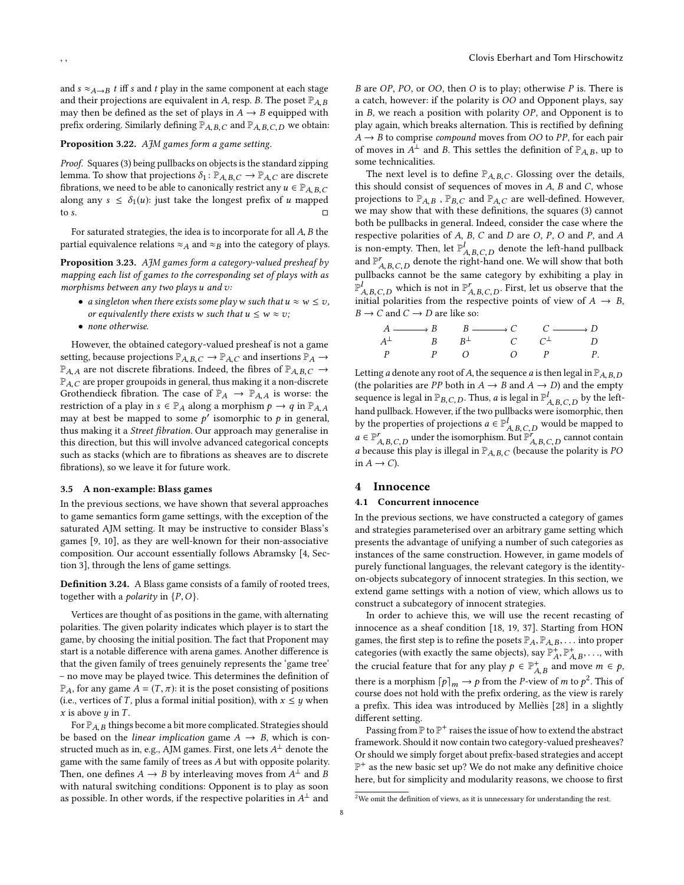and $s \approx_{A \to B} t$ iff $s$ and $t$ play in the same component at each stage and their projections are equivalent in $A$, resp. $B$. The poset $\mathbb{P}_{A,B}$ may then be defined as the set of plays in $A \to B$ equipped with prefix ordering. Similarly defining $\mathbb{P}_{A,B,C}$ and $\mathbb{P}_{A,B,C,D}$ we obtain:

**Proposition 3.22.** *AJM games form a game setting.*

*Proof.* Squares (3) being pullbacks on objects is the standard zipping lemma. To show that projections $\delta_1 : \mathbb{P}_{A,B,C} \to \mathbb{P}_{A,C}$ are discrete fibrations, we need to be able to canonically restrict any $u \in \mathbb{P}_{A,B,C}$ along any $s \leq \delta_1(u)$: just take the longest prefix of $u$ mapped to $s$. □

For saturated strategies, the idea is to incorporate for all $A, B$ the partial equivalence relations $\approx_A$ and $\approx_B$ into the category of plays.

**Proposition 3.23.** *AJM games form a category-valued presheaf by mapping each list of games to the corresponding set of plays with as morphisms between any two plays $u$ and $v$:*

- *a singleton when there exists some play $w$ such that $u \approx w \leq v$, or equivalently there exists $w$ such that $u \leq w \approx v$;*
- *none otherwise.*

However, the obtained category-valued presheaf is not a game setting, because projections $\mathbb{P}_{A,B,C} \to \mathbb{P}_{A,C}$ and insertions $\mathbb{P}_A \to \mathbb{P}_{A,A}$ are not discrete fibrations. Indeed, the fibres of $\mathbb{P}_{A,B,C} \to \mathbb{P}_{A,C}$ are proper groupoids in general, thus making it a non-discrete Grothendieck fibration. The case of $\mathbb{P}_A \to \mathbb{P}_{A,A}$ is worse: the restriction of a play in $s \in \mathbb{P}_A$ along a morphism $p \to q$ in $\mathbb{P}_{A,A}$ may at best be mapped to some $p'$ isomorphic to $p$ in general, thus making it a *Street fibration*. Our approach may generalise in this direction, but this will involve advanced categorical concepts such as stacks (which are to fibrations as sheaves are to discrete fibrations), so we leave it for future work.

### 3.5 A non-example: Blass games

In the previous sections, we have shown that several approaches to game semantics form game settings, with the exception of the saturated AJM setting. It may be instructive to consider Blass's games [9, 10], as they are well-known for their non-associative composition. Our account essentially follows Abramsky [4, Section 3], through the lens of game settings.

**Definition 3.24.** A Blass game consists of a family of rooted trees, together with a *polarity* in $\{P, O\}$.

Vertices are thought of as positions in the game, with alternating polarities. The given polarity indicates which player is to start the game, by choosing the initial position. The fact that Proponent may start is a notable difference with arena games. Another difference is that the given family of trees genuinely represents the 'game tree' – no move may be played twice. This determines the definition of $\mathbb{P}_A$, for any game $A = (T, \pi)$: it is the poset consisting of positions (i.e., vertices of $T$, plus a formal initial position), with $x \leq y$ when $x$ is above $y$ in $T$.

For $\mathbb{P}_{A,B}$ things become a bit more complicated. Strategies should be based on the *linear implication* game $A \to B$, which is constructed much as in, e.g., AJM games. First, one lets $A^\perp$ denote the game with the same family of trees as $A$ but with opposite polarity. Then, one defines $A \to B$ by interleaving moves from $A^\perp$ and $B$ with natural switching conditions: Opponent is to play as soon as possible. In other words, if the respective polarities in $A^\perp$ and $B$ are $OP$, $PO$, or $OO$, then $O$ is to play; otherwise $P$ is. There is a catch, however: if the polarity is $OO$ and Opponent plays, say in $B$, we reach a position with polarity $OP$, and Opponent is to play again, which breaks alternation. This is rectified by defining $A \to B$ to comprise *compound* moves from $OO$ to $PP$, for each pair of moves in $A^\perp$ and $B$. This settles the definition of $\mathbb{P}_{A,B}$, up to some technicalities.

The next level is to define $\mathbb{P}_{A,B,C}$. Glossing over the details, this should consist of sequences of moves in $A$, $B$ and $C$, whose projections to $\mathbb{P}_{A,B}$, $\mathbb{P}_{B,C}$ and $\mathbb{P}_{A,C}$ are well-defined. However, we may show that with these definitions, the squares (3) cannot both be pullbacks in general. Indeed, consider the case where the respective polarities of $A$, $B$, $C$ and $D$ are $O$, $P$, $O$ and $P$, and $A$ is non-empty. Then, let $\mathbb{P}^l_{A,B,C,D}$ denote the left-hand pullback and $\mathbb{P}^r_{A,B,C,D}$ denote the right-hand one. We will show that both pullbacks cannot be the same category by exhibiting a play in $\mathbb{P}^l_{A,B,C,D}$ which is not in $\mathbb{P}^r_{A,B,C,D}$. First, let us observe that the initial polarities from the respective points of view of $A \to B$, $B \to C$ and $C \to D$ are like so:

$$\begin{array}{cccccc} A & \longrightarrow B & B & \longrightarrow C & C & \longrightarrow D \\ A^\perp & B & B^\perp & C & C^\perp & D \\ P & P & O & O & P & P. \end{array}$$

Letting $a$ denote any root of $A$, the sequence $a$ is then legal in $\mathbb{P}_{A,B,D}$ (the polarities are $PP$ both in $A \to B$ and $A \to D$) and the empty sequence is legal in $\mathbb{P}_{B,C,D}$. Thus, $a$ is legal in $\mathbb{P}^l_{A,B,C,D}$ by the left-hand pullback. However, if the two pullbacks were isomorphic, then by the properties of projections $a \in \mathbb{P}^l_{A,B,C,D}$ would be mapped to $a \in \mathbb{P}^r_{A,B,C,D}$ under the isomorphism. But $\mathbb{P}^r_{A,B,C,D}$ cannot contain $a$ because this play is illegal in $\mathbb{P}_{A,B,C}$ (because the polarity is $PO$ in $A \to C$).

## 4 Innocence

### 4.1 Concurrent innocence

In the previous sections, we have constructed a category of games and strategies parameterised over an arbitrary game setting which presents the advantage of unifying a number of such categories as instances of the same construction. However, in game models of purely functional languages, the relevant category is the identity-on-objects subcategory of innocent strategies. In this section, we extend game settings with a notion of view, which allows us to construct a subcategory of innocent strategies.

In order to achieve this, we will use the recent recasting of innocence as a sheaf condition [18, 19, 37]. Starting from HON games, the first step is to refine the posets $\mathbb{P}_A, \mathbb{P}_{A,B}, \ldots$ into proper categories (with exactly the same objects), say $\mathbb{P}^+_A, \mathbb{P}^+_{A,B}, \ldots$, with the crucial feature that for any play $p \in \mathbb{P}^+_{A,B}$ and move $m \in p$, there is a morphism $\ulcorner p \urcorner_m \to p$ from the $P$-view of $m$ to $p$[2]. This of course does not hold with the prefix ordering, as the view is rarely a prefix. This idea was introduced by Melliès [28] in a slightly different setting.

Passing from $\mathbb{P}$ to $\mathbb{P}^+$ raises the issue of how to extend the abstract framework. Should it now contain two category-valued presheaves? Or should we simply forget about prefix-based strategies and accept $\mathbb{P}^+$ as the new basic set up? We do not make any definitive choice here, but for simplicity and modularity reasons, we choose to first

[2] We omit the definition of views, as it is unnecessary for understanding the rest.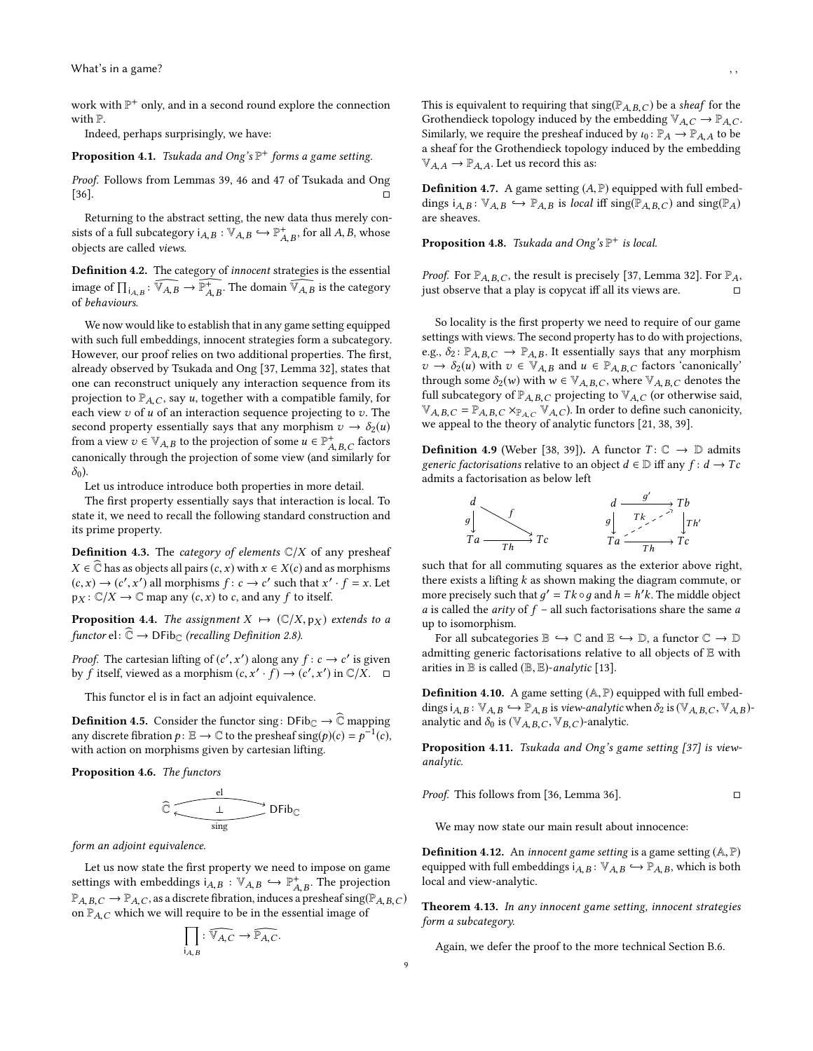work with $\mathbb{P}^+$ only, and in a second round explore the connection with $\mathbb{P}$.

Indeed, perhaps surprisingly, we have:

**Proposition 4.1.** *Tsukada and Ong's $\mathbb{P}^+$ forms a game setting.*

*Proof.* Follows from Lemmas 39, 46 and 47 of Tsukada and Ong [36]. □

Returning to the abstract setting, the new data thus merely consists of a full subcategory $\mathsf{i}_{A,B} : \mathbb{V}_{A,B} \hookrightarrow \mathbb{P}^+_{A,B}$, for all $A, B$, whose objects are called *views*.

**Definition 4.2.** The category of *innocent* strategies is the essential image of $\prod_{\mathsf{i}_{A,B}} : \widehat{\mathbb{V}_{A,B}} \to \widehat{\mathbb{P}^+_{A,B}}$. The domain $\widehat{\mathbb{V}_{A,B}}$ is the category of *behaviours*.

We now would like to establish that in any game setting equipped with such full embeddings, innocent strategies form a subcategory. However, our proof relies on two additional properties. The first, already observed by Tsukada and Ong [37, Lemma 32], states that one can reconstruct uniquely any interaction sequence from its projection to $\mathbb{P}_{A,C}$, say $u$, together with a compatible family, for each view $v$ of $u$ of an interaction sequence projecting to $v$. The second property essentially says that any morphism $v \to \delta_2(u)$ from a view $v \in \mathbb{V}_{A,B}$ to the projection of some $u \in \mathbb{P}^+_{A,B,C}$ factors canonically through the projection of some view (and similarly for $\delta_0$).

Let us introduce introduce both properties in more detail.

The first property essentially says that interaction is local. To state it, we need to recall the following standard construction and its prime property.

**Definition 4.3.** The *category of elements* $\mathbb{C}/X$ of any presheaf $X \in \widehat{\mathbb{C}}$ has as objects all pairs $(c, x)$ with $x \in X(c)$ and as morphisms $(c, x) \to (c', x')$ all morphisms $f : c \to c'$ such that $x' \cdot f = x$. Let $\mathsf{p}_X : \mathbb{C}/X \to \mathbb{C}$ map any $(c, x)$ to $c$, and any $f$ to itself.

**Proposition 4.4.** *The assignment $X \mapsto (\mathbb{C}/X, \mathsf{p}_X)$ extends to a functor* $\mathsf{el} : \widehat{\mathbb{C}} \to \mathsf{DFib}_{\mathbb{C}}$ *(recalling Definition 2.8).*

*Proof.* The cartesian lifting of $(c', x')$ along any $f : c \to c'$ is given by $f$ itself, viewed as a morphism $(c, x' \cdot f) \to (c', x')$ in $\mathbb{C}/X$. □

This functor el is in fact an adjoint equivalence.

**Definition 4.5.** Consider the functor $\mathsf{sing} : \mathsf{DFib}_{\mathbb{C}} \to \widehat{\mathbb{C}}$ mapping any discrete fibration $p : \mathbb{E} \to \mathbb{C}$ to the presheaf $\mathsf{sing}(p)(c) = p^{-1}(c)$, with action on morphisms given by cartesian lifting.

**Proposition 4.6.** *The functors*

$$\widehat{\mathbb{C}} \underset{\mathsf{sing}}{\overset{\mathsf{el}}{\rightleftarrows}} \mathsf{DFib}_{\mathbb{C}} \quad (\bot)$$

*form an adjoint equivalence.*

Let us now state the first property we need to impose on game settings with embeddings $\mathsf{i}_{A,B} : \mathbb{V}_{A,B} \hookrightarrow \mathbb{P}^+_{A,B}$. The projection $\mathbb{P}_{A,B,C} \to \mathbb{P}_{A,C}$, as a discrete fibration, induces a presheaf $\mathsf{sing}(\mathbb{P}_{A,B,C})$ on $\mathbb{P}_{A,C}$ which we will require to be in the essential image of

$$\prod_{\mathsf{i}_{A,B}} : \widehat{\mathbb{V}_{A,C}} \to \widehat{\mathbb{P}_{A,C}}.$$

This is equivalent to requiring that $\mathsf{sing}(\mathbb{P}_{A,B,C})$ be a *sheaf* for the Grothendieck topology induced by the embedding $\mathbb{V}_{A,C} \to \mathbb{P}_{A,C}$. Similarly, we require the presheaf induced by $\iota_0 : \mathbb{P}_A \to \mathbb{P}_{A,A}$ to be a sheaf for the Grothendieck topology induced by the embedding $\mathbb{V}_{A,A} \to \mathbb{P}_{A,A}$. Let us record this as:

**Definition 4.7.** A game setting $(A, \mathbb{P})$ equipped with full embeddings $\mathsf{i}_{A,B} : \mathbb{V}_{A,B} \hookrightarrow \mathbb{P}_{A,B}$ is *local* iff $\mathsf{sing}(\mathbb{P}_{A,B,C})$ and $\mathsf{sing}(\mathbb{P}_A)$ are sheaves.

**Proposition 4.8.** *Tsukada and Ong's $\mathbb{P}^+$ is local.*

*Proof.* For $\mathbb{P}_{A,B,C}$, the result is precisely [37, Lemma 32]. For $\mathbb{P}_A$, just observe that a play is copycat iff all its views are. □

So locality is the first property we need to require of our game settings with views. The second property has to do with projections, e.g., $\delta_2 : \mathbb{P}_{A,B,C} \to \mathbb{P}_{A,B}$. It essentially says that any morphism $v \to \delta_2(u)$ with $v \in \mathbb{V}_{A,B}$ and $u \in \mathbb{P}_{A,B,C}$ factors 'canonically' through some $\delta_2(w)$ with $w \in \mathbb{V}_{A,B,C}$, where $\mathbb{V}_{A,B,C}$ denotes the full subcategory of $\mathbb{P}_{A,B,C}$ projecting to $\mathbb{V}_{A,C}$ (or otherwise said, $\mathbb{V}_{A,B,C} = \mathbb{P}_{A,B,C} \times_{\mathbb{P}_{A,C}} \mathbb{V}_{A,C}$). In order to define such canonicity, we appeal to the theory of analytic functors [21, 38, 39].

**Definition 4.9** (Weber [38, 39]). A functor $T : \mathbb{C} \to \mathbb{D}$ admits *generic factorisations* relative to an object $d \in \mathbb{D}$ iff any $f : d \to Tc$ admits a factorisation as below left

$$\begin{array}{ccc} d & & \\ {\scriptstyle g}\downarrow & \searrow^{f} & \\ Ta & \xrightarrow[Th]{} & Tc \end{array} \qquad\qquad \begin{array}{ccc} d & \xrightarrow{g'} & Tb \\ {\scriptstyle g}\downarrow & \overset{Tk}{\nearrow} & \downarrow{\scriptstyle Th'} \\ Ta & \xrightarrow[Th]{} & Tc \end{array}$$

such that for all commuting squares as the exterior above right, there exists a lifting $k$ as shown making the diagram commute, or more precisely such that $g' = Tk \circ g$ and $h = h'k$. The middle object $a$ is called the *arity* of $f$ – all such factorisations share the same $a$ up to isomorphism.

For all subcategories $\mathbb{B} \hookrightarrow \mathbb{C}$ and $\mathbb{E} \hookrightarrow \mathbb{D}$, a functor $\mathbb{C} \to \mathbb{D}$ admitting generic factorisations relative to all objects of $\mathbb{E}$ with arities in $\mathbb{B}$ is called $(\mathbb{B}, \mathbb{E})$-*analytic* [13].

**Definition 4.10.** A game setting $(\mathbb{A}, \mathbb{P})$ equipped with full embeddings $\mathsf{i}_{A,B} : \mathbb{V}_{A,B} \hookrightarrow \mathbb{P}_{A,B}$ is *view-analytic* when $\delta_2$ is $(\mathbb{V}_{A,B,C}, \mathbb{V}_{A,B})$-analytic and $\delta_0$ is $(\mathbb{V}_{A,B,C}, \mathbb{V}_{B,C})$-analytic.

**Proposition 4.11.** *Tsukada and Ong's game setting [37] is view-analytic.*

*Proof.* This follows from [36, Lemma 36]. □

We may now state our main result about innocence:

**Definition 4.12.** An *innocent game setting* is a game setting $(\mathbb{A}, \mathbb{P})$ equipped with full embeddings $\mathsf{i}_{A,B} : \mathbb{V}_{A,B} \hookrightarrow \mathbb{P}_{A,B}$, which is both local and view-analytic.

**Theorem 4.13.** *In any innocent game setting, innocent strategies form a subcategory.*

Again, we defer the proof to the more technical Section B.6.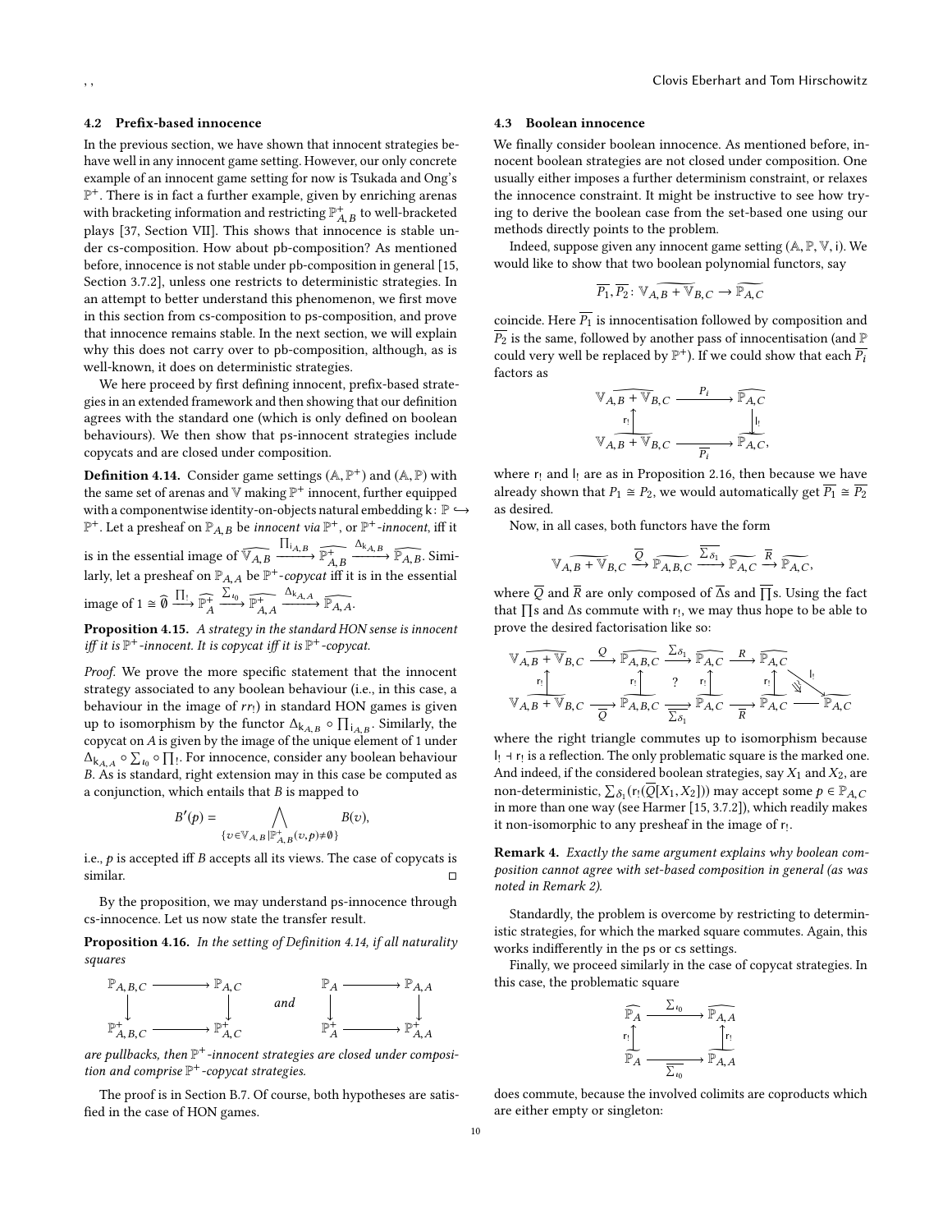### 4.2 Prefix-based innocence

In the previous section, we have shown that innocent strategies behave well in any innocent game setting. However, our only concrete example of an innocent game setting for now is Tsukada and Ong's $\mathbb{P}^+$. There is in fact a further example, given by enriching arenas with bracketing information and restricting $\mathbb{P}^+_{A,B}$ to well-bracketed plays [37, Section VII]. This shows that innocence is stable under cs-composition. How about pb-composition? As mentioned before, innocence is not stable under pb-composition in general [15, Section 3.7.2], unless one restricts to deterministic strategies. In an attempt to better understand this phenomenon, we first move in this section from cs-composition to ps-composition, and prove that innocence remains stable. In the next section, we will explain why this does not carry over to pb-composition, although, as is well-known, it does on deterministic strategies.

We here proceed by first defining innocent, prefix-based strategies in an extended framework and then showing that our definition agrees with the standard one (which is only defined on boolean behaviours). We then show that ps-innocent strategies include copycats and are closed under composition.

**Definition 4.14.** Consider game settings $(\mathbb{A}, \mathbb{P}^+)$ and $(\mathbb{A}, \mathbb{P})$ with the same set of arenas and $\mathbb{V}$ making $\mathbb{P}^+$ innocent, further equipped with a componentwise identity-on-objects natural embedding $\mathrm{k}\colon \mathbb{P} \hookrightarrow \mathbb{P}^+$. Let a presheaf on $\mathbb{P}_{A,B}$ be *innocent via* $\mathbb{P}^+$, or $\mathbb{P}^+$*-innocent*, iff it is in the essential image of $\widehat{\mathbb{V}_{A,B}} \xrightarrow{\prod_{\mathrm{i}_{A,B}}} \widehat{\mathbb{P}^+_{A,B}} \xrightarrow{\Delta_{\mathrm{k}_{A,B}}} \widehat{\mathbb{P}_{A,B}}$. Similarly, let a presheaf on $\mathbb{P}_{A,A}$ be $\mathbb{P}^+$*-copycat* iff it is in the essential image of $1 \cong \widehat{\emptyset} \xrightarrow{\prod_!} \widehat{\mathbb{P}^+_A} \xrightarrow{\sum_{\iota_0}} \widehat{\mathbb{P}^+_{A,A}} \xrightarrow{\Delta_{\mathrm{k}_{A,A}}} \widehat{\mathbb{P}_{A,A}}$.

**Proposition 4.15.** *A strategy in the standard HON sense is innocent iff it is $\mathbb{P}^+$-innocent. It is copycat iff it is $\mathbb{P}^+$-copycat.*

*Proof.* We prove the more specific statement that the innocent strategy associated to any boolean behaviour (i.e., in this case, a behaviour in the image of $rr_!$) in standard HON games is given up to isomorphism by the functor $\Delta_{\mathrm{k}_{A,B}} \circ \prod_{\mathrm{i}_{A,B}}$. Similarly, the copycat on $A$ is given by the image of the unique element of 1 under $\Delta_{\mathrm{k}_{A,A}} \circ \sum_{\iota_0} \circ \prod_!$. For innocence, consider any boolean behaviour $B$. As is standard, right extension may in this case be computed as a conjunction, which entails that $B$ is mapped to

$$B'(p) = \bigwedge_{\{v \in \mathbb{V}_{A,B} | \mathbb{P}^+_{A,B}(v,p) \neq \emptyset\}} B(v),$$

i.e., $p$ is accepted iff $B$ accepts all its views. The case of copycats is similar. □

By the proposition, we may understand ps-innocence through cs-innocence. Let us now state the transfer result.

**Proposition 4.16.** *In the setting of Definition 4.14, if all naturality squares*

$$\begin{array}{ccc} \mathbb{P}_{A,B,C} & \longrightarrow & \mathbb{P}_{A,C} \\ \downarrow & & \downarrow \\ \mathbb{P}^+_{A,B,C} & \longrightarrow & \mathbb{P}^+_{A,C} \end{array} \quad \textit{and} \quad \begin{array}{ccc} \mathbb{P}_{A} & \longrightarrow & \mathbb{P}_{A,A} \\ \downarrow & & \downarrow \\ \mathbb{P}^+_{A} & \longrightarrow & \mathbb{P}^+_{A,A} \end{array}$$

*are pullbacks, then $\mathbb{P}^+$-innocent strategies are closed under composition and comprise $\mathbb{P}^+$-copycat strategies.*

The proof is in Section B.7. Of course, both hypotheses are satisfied in the case of HON games.

### 4.3 Boolean innocence

We finally consider boolean innocence. As mentioned before, innocent boolean strategies are not closed under composition. One usually either imposes a further determinism constraint, or relaxes the innocence constraint. It might be instructive to see how trying to derive the boolean case from the set-based one using our methods directly points to the problem.

Indeed, suppose given any innocent game setting $(\mathbb{A}, \mathbb{P}, \mathbb{V}, \mathrm{i})$. We would like to show that two boolean polynomial functors, say

$$\overline{P_1}, \overline{P_2} \colon \widetilde{\mathbb{V}_{A,B} + \mathbb{V}_{B,C}} \to \widetilde{\mathbb{P}_{A,C}}$$

coincide. Here $\overline{P_1}$ is innocentisation followed by composition and $\overline{P_2}$ is the same, followed by another pass of innocentisation (and $\mathbb{P}$ could very well be replaced by $\mathbb{P}^+$). If we could show that each $\overline{P_i}$ factors as

$$\begin{array}{ccc} \widehat{\mathbb{V}_{A,B} + \mathbb{V}_{B,C}} & \xrightarrow{P_i} & \widehat{\mathbb{P}_{A,C}} \\ {\scriptstyle \mathrm{r}_!}\uparrow & & \downarrow{\scriptstyle \mathrm{l}_!} \\ \widetilde{\mathbb{V}_{A,B} + \mathbb{V}_{B,C}} & \xrightarrow[\overline{P_i}]{} & \widetilde{\mathbb{P}_{A,C}}, \end{array}$$

where $\mathrm{r}_!$ and $\mathrm{l}_!$ are as in Proposition 2.16, then because we have already shown that $P_1 \cong P_2$, we would automatically get $\overline{P_1} \cong \overline{P_2}$ as desired.

Now, in all cases, both functors have the form

$$\widetilde{\mathbb{V}_{A,B} + \mathbb{V}_{B,C}} \xrightarrow{\overline{Q}} \widetilde{\mathbb{P}_{A,B,C}} \xrightarrow{\overline{\sum_{\delta_1}}} \widetilde{\mathbb{P}_{A,C}} \xrightarrow{\overline{R}} \widetilde{\mathbb{P}_{A,C}},$$

where $\overline{Q}$ and $\overline{R}$ are only composed of $\overline{\Delta}$s and $\overline{\prod}$s. Using the fact that $\prod$s and $\Delta$s commute with $\mathrm{r}_!$, we may thus hope to be able to prove the desired factorisation like so:

$$\begin{array}{ccccccccc} \widehat{\mathbb{V}_{A,B} + \mathbb{V}_{B,C}} & \xrightarrow{Q} & \widehat{\mathbb{P}_{A,B,C}} & \xrightarrow{\sum_{\delta_1}} & \widehat{\mathbb{P}_{A,C}} & \xrightarrow{R} & \widehat{\mathbb{P}_{A,C}} & & \\ {\scriptstyle \mathrm{r}_!}\uparrow & & {\scriptstyle \mathrm{r}_!}\uparrow & ? & {\scriptstyle \mathrm{r}_!}\uparrow & & {\scriptstyle \mathrm{r}_!}\uparrow & \searrow{\scriptstyle \mathrm{l}_!} & \\ \widetilde{\mathbb{V}_{A,B} + \mathbb{V}_{B,C}} & \xrightarrow[\overline{Q}]{} & \widetilde{\mathbb{P}_{A,B,C}} & \xrightarrow[\overline{\sum_{\delta_1}}]{} & \widetilde{\mathbb{P}_{A,C}} & \xrightarrow[\overline{R}]{} & \widetilde{\mathbb{P}_{A,C}} & \longrightarrow & \widetilde{\mathbb{P}_{A,C}} \end{array}$$

where the right triangle commutes up to isomorphism because $\mathrm{l}_! \dashv \mathrm{r}_!$ is a reflection. The only problematic square is the marked one. And indeed, if the considered boolean strategies, say $X_1$ and $X_2$, are non-deterministic, $\sum_{\delta_1}(\mathrm{r}_!(\overline{Q}[X_1, X_2]))$ may accept some $p \in \mathbb{P}_{A,C}$ in more than one way (see Harmer [15, 3.7.2]), which readily makes it non-isomorphic to any presheaf in the image of $\mathrm{r}_!$.

*Remark 4. Exactly the same argument explains why boolean composition cannot agree with set-based composition in general (as was noted in Remark 2).*

Standardly, the problem is overcome by restricting to deterministic strategies, for which the marked square commutes. Again, this works indifferently in the ps or cs settings.

Finally, we proceed similarly in the case of copycat strategies. In this case, the problematic square

$$\begin{array}{ccc} \widehat{\mathbb{P}_A} & \xrightarrow{\sum_{\iota_0}} & \widehat{\mathbb{P}_{A,A}} \\ {\scriptstyle \mathrm{r}_!}\uparrow & & \uparrow{\scriptstyle \mathrm{r}_!} \\ \widetilde{\mathbb{P}_A} & \xrightarrow[\overline{\sum_{\iota_0}}]{} & \widetilde{\mathbb{P}_{A,A}} \end{array}$$

does commute, because the involved colimits are coproducts which are either empty or singleton: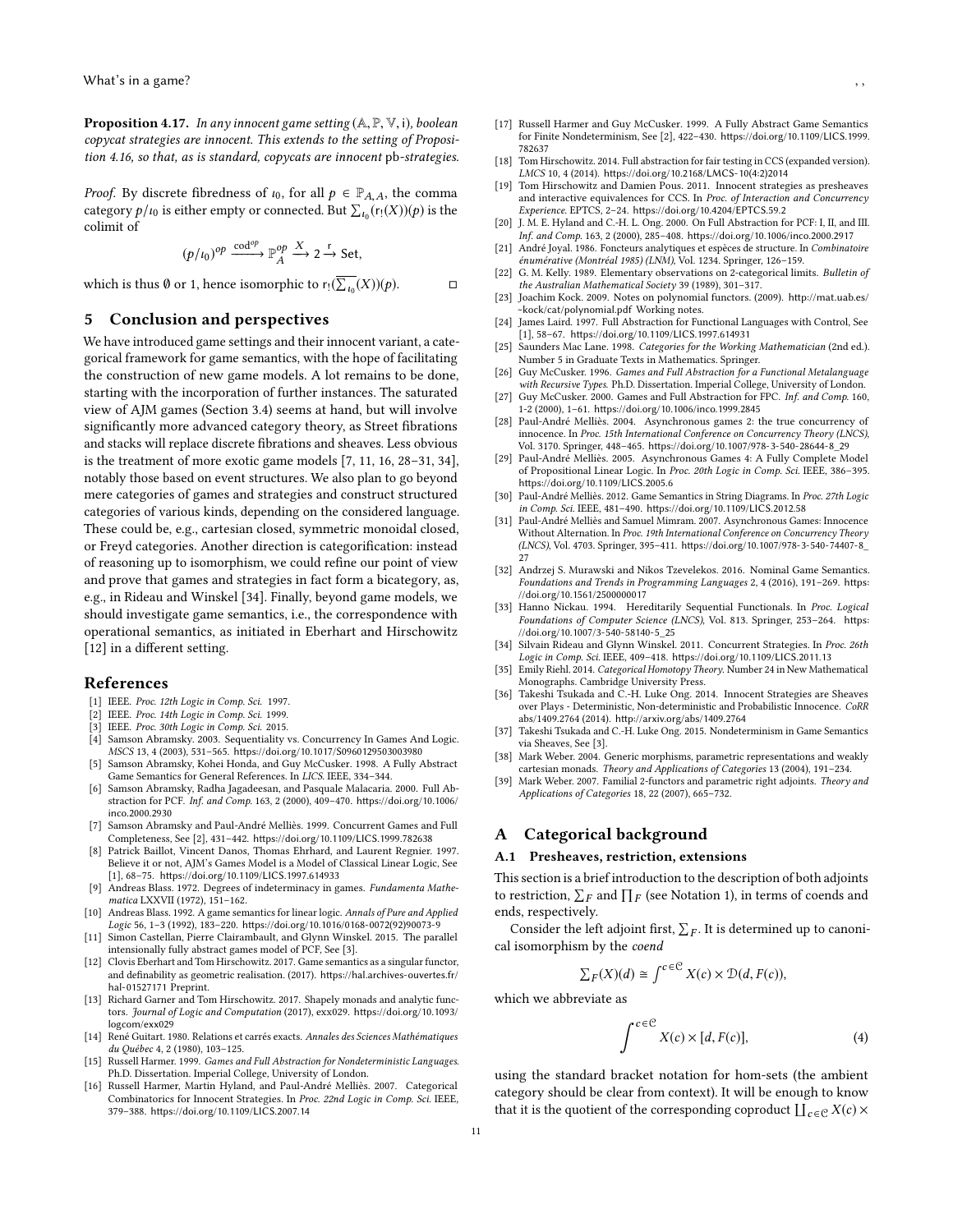**Proposition 4.17.** *In any innocent game setting* $(\mathbb{A}, \mathbb{P}, \mathbb{V}, \mathrm{i})$*, boolean copycat strategies are innocent. This extends to the setting of Proposition 4.16, so that, as is standard, copycats are innocent* pb*-strategies.*

*Proof.* By discrete fibredness of $\iota_0$, for all $p \in \mathbb{P}_{A,A}$, the comma category $p/\iota_0$ is either empty or connected. But $\sum_{\iota_0}(\mathrm{r}_!(X))(p)$ is the colimit of

$$(p/\iota_0)^{op} \xrightarrow{\mathrm{cod}^{op}} \mathbb{P}_A^{op} \xrightarrow{X} 2 \xrightarrow{\mathrm{r}} \mathrm{Set},$$

which is thus $\emptyset$ or 1, hence isomorphic to $\mathrm{r}_!(\overline{\sum_{\iota_0}}(X))(p)$. □

## 5 Conclusion and perspectives

We have introduced game settings and their innocent variant, a categorical framework for game semantics, with the hope of facilitating the construction of new game models. A lot remains to be done, starting with the incorporation of further instances. The saturated view of AJM games (Section 3.4) seems at hand, but will involve significantly more advanced category theory, as Street fibrations and stacks will replace discrete fibrations and sheaves. Less obvious is the treatment of more exotic game models [7, 11, 16, 28–31, 34], notably those based on event structures. We also plan to go beyond mere categories of games and strategies and construct structured categories of various kinds, depending on the considered language. These could be, e.g., cartesian closed, symmetric monoidal closed, or Freyd categories. Another direction is categorification: instead of reasoning up to isomorphism, we could refine our point of view and prove that games and strategies in fact form a bicategory, as, e.g., in Rideau and Winskel [34]. Finally, beyond game models, we should investigate game semantics, i.e., the correspondence with operational semantics, as initiated in Eberhart and Hirschowitz [12] in a different setting.

## References

[1] IEEE. *Proc. 12th Logic in Comp. Sci.* 1997.

[2] IEEE. *Proc. 14th Logic in Comp. Sci.* 1999.

[3] IEEE. *Proc. 30th Logic in Comp. Sci.* 2015.

[4] Samson Abramsky. 2003. Sequentiality vs. Concurrency In Games And Logic. *MSCS* 13, 4 (2003), 531–565. https://doi.org/10.1017/S0960129503003980

[5] Samson Abramsky, Kohei Honda, and Guy McCusker. 1998. A Fully Abstract Game Semantics for General References. In *LICS*. IEEE, 334–344.

[6] Samson Abramsky, Radha Jagadeesan, and Pasquale Malacaria. 2000. Full Abstraction for PCF. *Inf. and Comp.* 163, 2 (2000), 409–470. https://doi.org/10.1006/inco.2000.2930

[7] Samson Abramsky and Paul-André Melliès. 1999. Concurrent Games and Full Completeness, See [2], 431–442. https://doi.org/10.1109/LICS.1999.782638

[8] Patrick Baillot, Vincent Danos, Thomas Ehrhard, and Laurent Regnier. 1997. Believe it or not, AJM's Games Model is a Model of Classical Linear Logic, See [1], 68–75. https://doi.org/10.1109/LICS.1997.614933

[9] Andreas Blass. 1972. Degrees of indeterminacy in games. *Fundamenta Mathematica* LXXVII (1972), 151–162.

[10] Andreas Blass. 1992. A game semantics for linear logic. *Annals of Pure and Applied Logic* 56, 1–3 (1992), 183–220. https://doi.org/10.1016/0168-0072(92)90073-9

[11] Simon Castellan, Pierre Clairambault, and Glynn Winskel. 2015. The parallel intensionally fully abstract games model of PCF, See [3].

[12] Clovis Eberhart and Tom Hirschowitz. 2017. Game semantics as a singular functor, and definability as geometric realisation. (2017). https://hal.archives-ouvertes.fr/hal-01527171 Preprint.

[13] Richard Garner and Tom Hirschowitz. 2017. Shapely monads and analytic functors. *Journal of Logic and Computation* (2017), exx029. https://doi.org/10.1093/logcom/exx029

[14] René Guitart. 1980. Relations et carrés exacts. *Annales des Sciences Mathématiques du Québec* 4, 2 (1980), 103–125.

[15] Russell Harmer. 1999. *Games and Full Abstraction for Nondeterministic Languages*. Ph.D. Dissertation. Imperial College, University of London.

[16] Russell Harmer, Martin Hyland, and Paul-André Melliès. 2007. Categorical Combinatorics for Innocent Strategies. In *Proc. 22nd Logic in Comp. Sci.* IEEE, 379–388. https://doi.org/10.1109/LICS.2007.14

[17] Russell Harmer and Guy McCusker. 1999. A Fully Abstract Game Semantics for Finite Nondeterminism, See [2], 422–430. https://doi.org/10.1109/LICS.1999.782637

[18] Tom Hirschowitz. 2014. Full abstraction for fair testing in CCS (expanded version). *LMCS* 10, 4 (2014). https://doi.org/10.2168/LMCS-10(4:2)2014

[19] Tom Hirschowitz and Damien Pous. 2011. Innocent strategies as presheaves and interactive equivalences for CCS. In *Proc. of Interaction and Concurrency Experience*. EPTCS, 2–24. https://doi.org/10.4204/EPTCS.59.2

[20] J. M. E. Hyland and C.-H. L. Ong. 2000. On Full Abstraction for PCF: I, II, and III. *Inf. and Comp.* 163, 2 (2000), 285–408. https://doi.org/10.1006/inco.2000.2917

[21] André Joyal. 1986. Foncteurs analytiques et espèces de structure. In *Combinatoire énumérative (Montréal 1985) (LNM)*, Vol. 1234. Springer, 126–159.

[22] G. M. Kelly. 1989. Elementary observations on 2-categorical limits. *Bulletin of the Australian Mathematical Society* 39 (1989), 301–317.

[23] Joachim Kock. 2009. Notes on polynomial functors. (2009). http://mat.uab.es/~kock/cat/polynomial.pdf Working notes.

[24] James Laird. 1997. Full Abstraction for Functional Languages with Control, See [1], 58–67. https://doi.org/10.1109/LICS.1997.614931

[25] Saunders Mac Lane. 1998. *Categories for the Working Mathematician* (2nd ed.). Number 5 in Graduate Texts in Mathematics. Springer.

[26] Guy McCusker. 1996. *Games and Full Abstraction for a Functional Metalanguage with Recursive Types*. Ph.D. Dissertation. Imperial College, University of London.

[27] Guy McCusker. 2000. Games and Full Abstraction for FPC. *Inf. and Comp.* 160, 1-2 (2000), 1–61. https://doi.org/10.1006/inco.1999.2845

[28] Paul-André Melliès. 2004. Asynchronous games 2: the true concurrency of innocence. In *Proc. 15th International Conference on Concurrency Theory (LNCS)*, Vol. 3170. Springer, 448–465. https://doi.org/10.1007/978-3-540-28644-8_29

[29] Paul-André Melliès. 2005. Asynchronous Games 4: A Fully Complete Model of Propositional Linear Logic. In *Proc. 20th Logic in Comp. Sci.* IEEE, 386–395. https://doi.org/10.1109/LICS.2005.6

[30] Paul-André Melliès. 2012. Game Semantics in String Diagrams. In *Proc. 27th Logic in Comp. Sci.* IEEE, 481–490. https://doi.org/10.1109/LICS.2012.58

[31] Paul-André Melliès and Samuel Mimram. 2007. Asynchronous Games: Innocence Without Alternation. In *Proc. 19th International Conference on Concurrency Theory (LNCS)*, Vol. 4703. Springer, 395–411. https://doi.org/10.1007/978-3-540-74407-8_27

[32] Andrzej S. Murawski and Nikos Tzevelekos. 2016. Nominal Game Semantics. *Foundations and Trends in Programming Languages* 2, 4 (2016), 191–269. https://doi.org/10.1561/2500000017

[33] Hanno Nickau. 1994. Hereditarily Sequential Functionals. In *Proc. Logical Foundations of Computer Science (LNCS)*, Vol. 813. Springer, 253–264. https://doi.org/10.1007/3-540-58140-5_25

[34] Silvain Rideau and Glynn Winskel. 2011. Concurrent Strategies. In *Proc. 26th Logic in Comp. Sci.* IEEE, 409–418. https://doi.org/10.1109/LICS.2011.13

[35] Emily Riehl. 2014. *Categorical Homotopy Theory*. Number 24 in New Mathematical Monographs. Cambridge University Press.

[36] Takeshi Tsukada and C.-H. Luke Ong. 2014. Innocent Strategies are Sheaves over Plays - Deterministic, Non-deterministic and Probabilistic Innocence. *CoRR* abs/1409.2764 (2014). http://arxiv.org/abs/1409.2764

[37] Takeshi Tsukada and C.-H. Luke Ong. 2015. Nondeterminism in Game Semantics via Sheaves, See [3].

[38] Mark Weber. 2004. Generic morphisms, parametric representations and weakly cartesian monads. *Theory and Applications of Categories* 13 (2004), 191–234.

[39] Mark Weber. 2007. Familial 2-functors and parametric right adjoints. *Theory and Applications of Categories* 18, 22 (2007), 665–732.

## A Categorical background

### A.1 Presheaves, restriction, extensions

This section is a brief introduction to the description of both adjoints to restriction, $\sum_F$ and $\prod_F$ (see Notation 1), in terms of coends and ends, respectively.

Consider the left adjoint first, $\sum_F$. It is determined up to canonical isomorphism by the *coend*

$$\textstyle\sum_F(X)(d) \cong \int^{c \in \mathcal{C}} X(c) \times \mathcal{D}(d, F(c)),$$

which we abbreviate as

$$\int^{c \in \mathcal{C}} X(c) \times [d, F(c)], \tag{4}$$

using the standard bracket notation for hom-sets (the ambient category should be clear from context). It will be enough to know that it is the quotient of the corresponding coproduct $\coprod_{c \in \mathcal{C}} X(c) \times$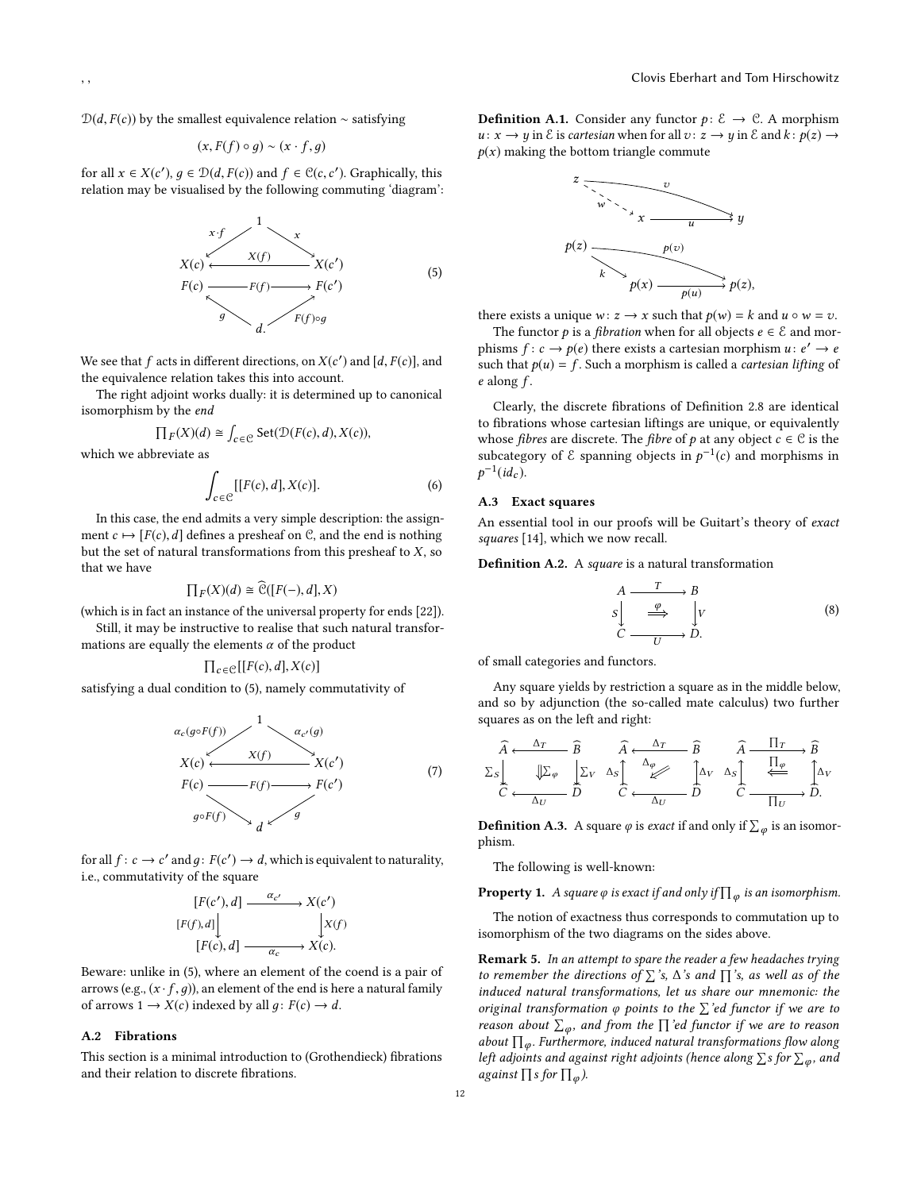$\mathcal{D}(d, F(c))$ by the smallest equivalence relation $\sim$ satisfying

$$(x, F(f) \circ g) \sim (x \cdot f, g)$$

for all $x \in X(c')$, $g \in \mathcal{D}(d, F(c))$ and $f \in \mathcal{C}(c, c')$. Graphically, this relation may be visualised by the following commuting 'diagram':

$$\begin{array}{ccc} & 1 & \\ {\scriptstyle x \cdot f} \swarrow & & \searrow {\scriptstyle x} \\ X(c) & \xleftarrow{X(f)} & X(c') \\ F(c) & \xrightarrow{F(f)} & F(c') \\ {\scriptstyle g} \nwarrow & & \nearrow {\scriptstyle F(f) \circ g} \\ & d. & \end{array} \tag{5}$$

We see that $f$ acts in different directions, on $X(c')$ and $[d, F(c)]$, and the equivalence relation takes this into account.

The right adjoint works dually: it is determined up to canonical isomorphism by the *end*

$$\prod_F(X)(d) \cong \int_{c \in \mathcal{C}} \mathrm{Set}(\mathcal{D}(F(c), d), X(c)),$$

which we abbreviate as

$$\int_{c \in \mathcal{C}} [[F(c), d], X(c)]. \tag{6}$$

In this case, the end admits a very simple description: the assignment $c \mapsto [F(c), d]$ defines a presheaf on $\mathcal{C}$, and the end is nothing but the set of natural transformations from this presheaf to $X$, so that we have

$$\prod_F(X)(d) \cong \widehat{\mathcal{C}}([F(-), d], X)$$

(which is in fact an instance of the universal property for ends [22]).

Still, it may be instructive to realise that such natural transformations are equally the elements $\alpha$ of the product

$$\prod_{c \in \mathcal{C}} [[F(c), d], X(c)]$$

satisfying a dual condition to (5), namely commutativity of

$$\begin{array}{ccc} & 1 & \\ {\scriptstyle \alpha_c(g \circ F(f))} \swarrow & & \searrow {\scriptstyle \alpha_{c'}(g)} \\ X(c) & \xleftarrow{X(f)} & X(c') \\ F(c) & \xrightarrow{F(f)} & F(c') \\ {\scriptstyle g \circ F(f)} \searrow & & \swarrow {\scriptstyle g} \\ & d & \end{array} \tag{7}$$

for all $f : c \to c'$ and $g : F(c') \to d$, which is equivalent to naturality, i.e., commutativity of the square

$$\begin{array}{ccc} [F(c'), d] & \xrightarrow{\alpha_{c'}} & X(c') \\ {\scriptstyle [F(f), d]} \downarrow & & \downarrow {\scriptstyle X(f)} \\ [F(c), d] & \xrightarrow{\alpha_c} & X(c). \end{array}$$

Beware: unlike in (5), where an element of the coend is a pair of arrows (e.g., $(x \cdot f, g)$), an element of the end is here a natural family of arrows $1 \to X(c)$ indexed by all $g : F(c) \to d$.

### A.2 Fibrations

This section is a minimal introduction to (Grothendieck) fibrations and their relation to discrete fibrations.

**Definition A.1.** Consider any functor $p : \mathcal{E} \to \mathcal{C}$. A morphism $u : x \to y$ in $\mathcal{E}$ is *cartesian* when for all $v : z \to y$ in $\mathcal{E}$ and $k : p(z) \to p(x)$ making the bottom triangle commute

$$\begin{array}{ccccc} z & & \xrightarrow{v} & & y \\ & {\scriptstyle w} \searrow & & \nearrow {\scriptstyle u} & \\ & & x & & \\ p(z) & & \xrightarrow{p(v)} & & p(z), \\ & {\scriptstyle k} \searrow & & \nearrow {\scriptstyle p(u)} & \\ & & p(x) & & \end{array}$$

there exists a unique $w : z \to x$ such that $p(w) = k$ and $u \circ w = v$.

The functor $p$ is a *fibration* when for all objects $e \in \mathcal{E}$ and morphisms $f : c \to p(e)$ there exists a cartesian morphism $u : e' \to e$ such that $p(u) = f$. Such a morphism is called a *cartesian lifting* of $e$ along $f$.

Clearly, the discrete fibrations of Definition 2.8 are identical to fibrations whose cartesian liftings are unique, or equivalently whose *fibres* are discrete. The *fibre* of $p$ at any object $c \in \mathcal{C}$ is the subcategory of $\mathcal{E}$ spanning objects in $p^{-1}(c)$ and morphisms in $p^{-1}(id_c)$.

### A.3 Exact squares

An essential tool in our proofs will be Guitart's theory of *exact squares* [14], which we now recall.

**Definition A.2.** A *square* is a natural transformation

$$\begin{array}{ccc} A & \xrightarrow{T} & B \\ {\scriptstyle S} \downarrow & \overset{\varphi}{\Longrightarrow} & \downarrow {\scriptstyle V} \\ C & \xrightarrow[U]{} & D. \end{array} \tag{8}$$

of small categories and functors.

Any square yields by restriction a square as in the middle below, and so by adjunction (the so-called mate calculus) two further squares as on the left and right:

$$\begin{array}{ccc} \widehat{A} & \xleftarrow{\Delta_T} & \widehat{B} \\ {\scriptstyle \Sigma_S} \downarrow & \Downarrow \Sigma_\varphi & \downarrow {\scriptstyle \Sigma_V} \\ \widehat{C} & \xleftarrow[\Delta_U]{} & \widehat{D} \end{array} \qquad \begin{array}{ccc} \widehat{A} & \xleftarrow{\Delta_T} & \widehat{B} \\ {\scriptstyle \Delta_S} \uparrow & \overset{\Delta_\varphi}{\swarrow} & \uparrow {\scriptstyle \Delta_V} \\ \widehat{C} & \xleftarrow[\Delta_U]{} & \widehat{D} \end{array} \qquad \begin{array}{ccc} \widehat{A} & \xrightarrow{\prod_T} & \widehat{B} \\ {\scriptstyle \Delta_S} \uparrow & \overset{\prod_\varphi}{\Longleftarrow} & \uparrow {\scriptstyle \Delta_V} \\ \widehat{C} & \xrightarrow[\prod_U]{} & \widehat{D}. \end{array}$$

**Definition A.3.** A square $\varphi$ is *exact* if and only if $\sum_\varphi$ is an isomorphism.

The following is well-known:

**Property 1.** *A square $\varphi$ is exact if and only if $\prod_\varphi$ is an isomorphism.*

The notion of exactness thus corresponds to commutation up to isomorphism of the two diagrams on the sides above.

**Remark 5.** *In an attempt to spare the reader a few headaches trying to remember the directions of $\sum$'s, $\Delta$'s and $\prod$'s, as well as of the induced natural transformations, let us share our mnemonic: the original transformation $\varphi$ points to the $\sum$'ed functor if we are to reason about $\sum_\varphi$, and from the $\prod$'ed functor if we are to reason about $\prod_\varphi$. Furthermore, induced natural transformations flow along left adjoints and against right adjoints (hence along $\sum$s for $\sum_\varphi$, and against $\prod$s for $\prod_\varphi$).*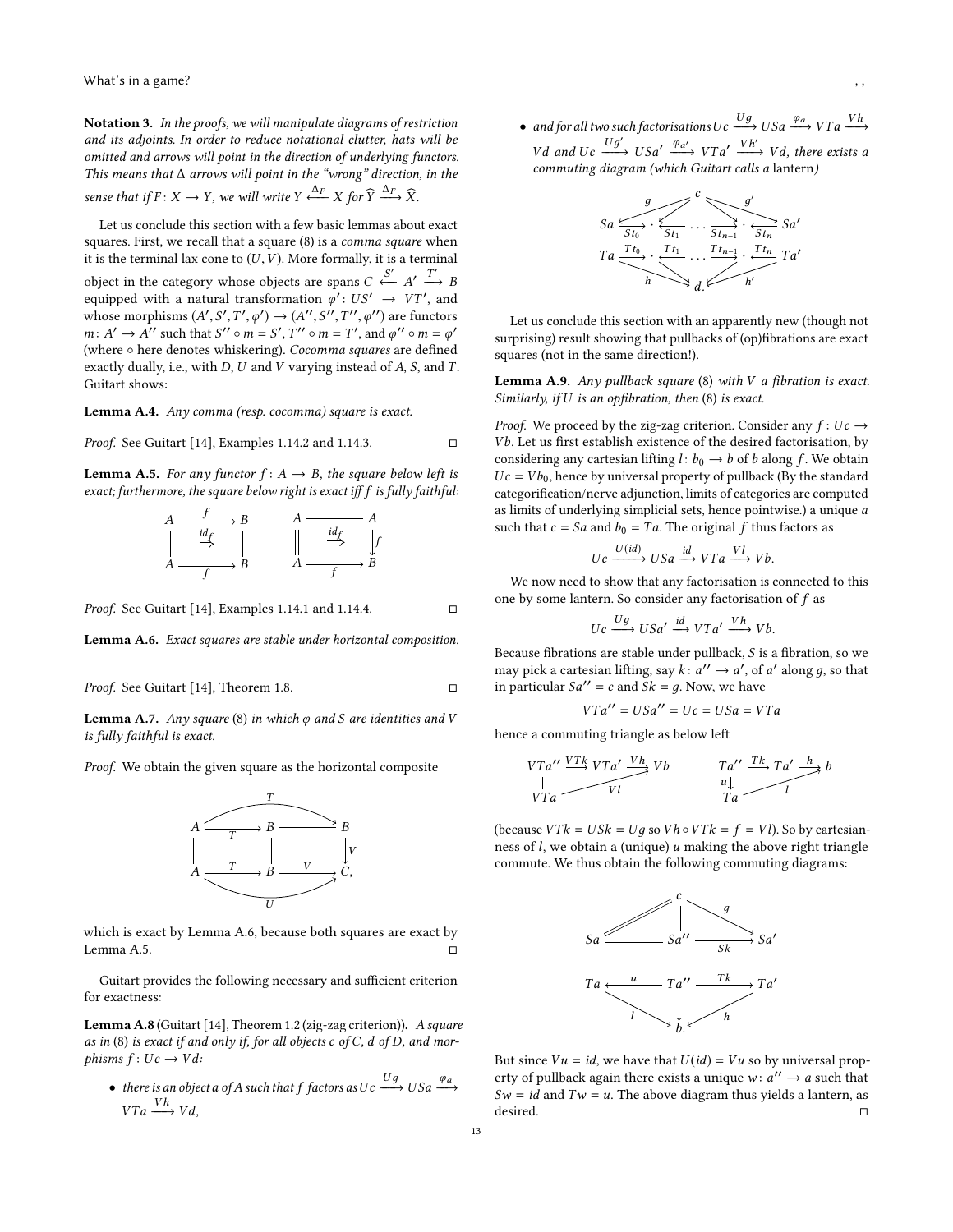**Notation 3.** *In the proofs, we will manipulate diagrams of restriction and its adjoints. In order to reduce notational clutter, hats will be omitted and arrows will point in the direction of underlying functors. This means that $\Delta$ arrows will point in the "wrong" direction, in the sense that if $F\colon X \to Y$, we will write $Y \xleftarrow{\Delta_F} X$ for $\widehat{Y} \xrightarrow{\Delta_F} \widehat{X}$.*

Let us conclude this section with a few basic lemmas about exact squares. First, we recall that a square (8) is a *comma square* when it is the terminal lax cone to $(U, V)$. More formally, it is a terminal object in the category whose objects are spans $C \xleftarrow{S'} A' \xrightarrow{T'} B$ equipped with a natural transformation $\varphi'\colon US' \to VT'$, and whose morphisms $(A', S', T', \varphi') \to (A'', S'', T'', \varphi'')$ are functors $m\colon A' \to A''$ such that $S'' \circ m = S'$, $T'' \circ m = T'$, and $\varphi'' \circ m = \varphi'$ (where $\circ$ here denotes whiskering). *Cocomma squares* are defined exactly dually, i.e., with $D$, $U$ and $V$ varying instead of $A$, $S$, and $T$. Guitart shows:

**Lemma A.4.** *Any comma (resp. cocomma) square is exact.*

*Proof.* See Guitart [14], Examples 1.14.2 and 1.14.3. □

**Lemma A.5.** *For any functor $f : A \to B$, the square below left is exact; furthermore, the square below right is exact iff $f$ is fully faithful:*

$$
\begin{array}{ccc}
A & \xrightarrow{f} & B \\
\| & \overset{id_f}{\Rightarrow} & | \\
A & \xrightarrow[f]{} & B
\end{array}
\qquad\qquad
\begin{array}{ccc}
A & \longrightarrow & A \\
\| & \overset{id_f}{\Rightarrow} & \downarrow f \\
A & \xrightarrow[f]{} & B
\end{array}
$$

*Proof.* See Guitart [14], Examples 1.14.1 and 1.14.4. □

**Lemma A.6.** *Exact squares are stable under horizontal composition.*

*Proof.* See Guitart [14], Theorem 1.8. □

**Lemma A.7.** *Any square (8) in which $\varphi$ and $S$ are identities and $V$ is fully faithful is exact.*

*Proof.* We obtain the given square as the horizontal composite

$$
\begin{array}{ccccc}
A & \xrightarrow{T} & B & = & B \\
| & & | & & \downarrow V \\
A & \xrightarrow[T]{} & B & \xrightarrow[V]{} & C,
\end{array}
$$

(with the top composite $T\colon A \to B$ and the bottom composite $U\colon A \to C$), which is exact by Lemma A.6, because both squares are exact by Lemma A.5. □

Guitart provides the following necessary and sufficient criterion for exactness:

**Lemma A.8** (Guitart [14], Theorem 1.2 (zig-zag criterion))**.** *A square as in (8) is exact if and only if, for all objects $c$ of $C$, $d$ of $D$, and morphisms $f : Uc \to Vd$:*

- *there is an object $a$ of $A$ such that $f$ factors as $Uc \xrightarrow{Ug} USa \xrightarrow{\varphi_a} VTa \xrightarrow{Vh} Vd$,*
- *and for all two such factorisations $Uc \xrightarrow{Ug} USa \xrightarrow{\varphi_a} VTa \xrightarrow{Vh} Vd$ and $Uc \xrightarrow{Ug'} USa' \xrightarrow{\varphi_{a'}} VTa' \xrightarrow{Vh'} Vd$, there exists a commuting diagram (which Guitart calls a* lantern*)*

$$
\begin{array}{c}
\qquad\qquad c \\
\quad g \swarrow \qquad\qquad \searrow g' \\
Sa \xleftarrow[St_0]{} \cdot \xrightarrow[St_1]{} \cdots \xleftarrow[St_{n-1}]{} \cdot \xrightarrow[St_n]{} Sa' \\
Ta \xrightarrow{Tt_0} \cdot \xleftarrow{Tt_1} \cdots \xrightarrow{Tt_{n-1}} \cdot \xleftarrow{Tt_n} Ta' \\
\quad h \searrow \qquad\qquad \swarrow h' \\
\qquad\qquad d.
\end{array}
$$

Let us conclude this section with an apparently new (though not surprising) result showing that pullbacks of (op)fibrations are exact squares (not in the same direction!).

**Lemma A.9.** *Any pullback square (8) with $V$ a fibration is exact. Similarly, if $U$ is an opfibration, then (8) is exact.*

*Proof.* We proceed by the zig-zag criterion. Consider any $f : Uc \to Vb$. Let us first establish existence of the desired factorisation, by considering any cartesian lifting $l\colon b_0 \to b$ of $b$ along $f$. We obtain $Uc = Vb_0$, hence by universal property of pullback (By the standard categorification/nerve adjunction, limits of categories are computed as limits of underlying simplicial sets, hence pointwise.) a unique $a$ such that $c = Sa$ and $b_0 = Ta$. The original $f$ thus factors as

$$Uc \xrightarrow{U(id)} USa \xrightarrow{id} VTa \xrightarrow{Vl} Vb.$$

We now need to show that any factorisation is connected to this one by some lantern. So consider any factorisation of $f$ as

$$Uc \xrightarrow{Ug} USa' \xrightarrow{id} VTa' \xrightarrow{Vh} Vb.$$

Because fibrations are stable under pullback, $S$ is a fibration, so we may pick a cartesian lifting, say $k\colon a'' \to a'$, of $a'$ along $g$, so that in particular $Sa'' = c$ and $Sk = g$. Now, we have

$$VTa'' = USa'' = Uc = USa = VTa$$

hence a commuting triangle as below left

$$
\begin{array}{ccc}
VTa'' \xrightarrow{VTk} VTa' \xrightarrow{Vh} Vb & \qquad & Ta'' \xrightarrow{Tk} Ta' \xrightarrow{h} b \\
| \qquad\qquad \nearrow Vl & & u\downarrow \qquad\qquad \nearrow l \\
VTa & & Ta
\end{array}
$$

(because $VTk = USk = Ug$ so $Vh \circ VTk = f = Vl$). So by cartesianness of $l$, we obtain a (unique) $u$ making the above right triangle commute. We thus obtain the following commuting diagrams:

$$
\begin{array}{c}
\qquad c \\
\swarrow\!\!= \quad | \quad \searrow g \\
Sa \longleftarrow Sa'' \xrightarrow[Sk]{} Sa' \\
Ta \xleftarrow{u} Ta'' \xrightarrow{Tk} Ta' \\
l \searrow \quad \downarrow \quad \swarrow h \\
\qquad b.
\end{array}
$$

But since $Vu = id$, we have that $U(id) = Vu$ so by universal property of pullback again there exists a unique $w\colon a'' \to a$ such that $Sw = id$ and $Tw = u$. The above diagram thus yields a lantern, as desired. □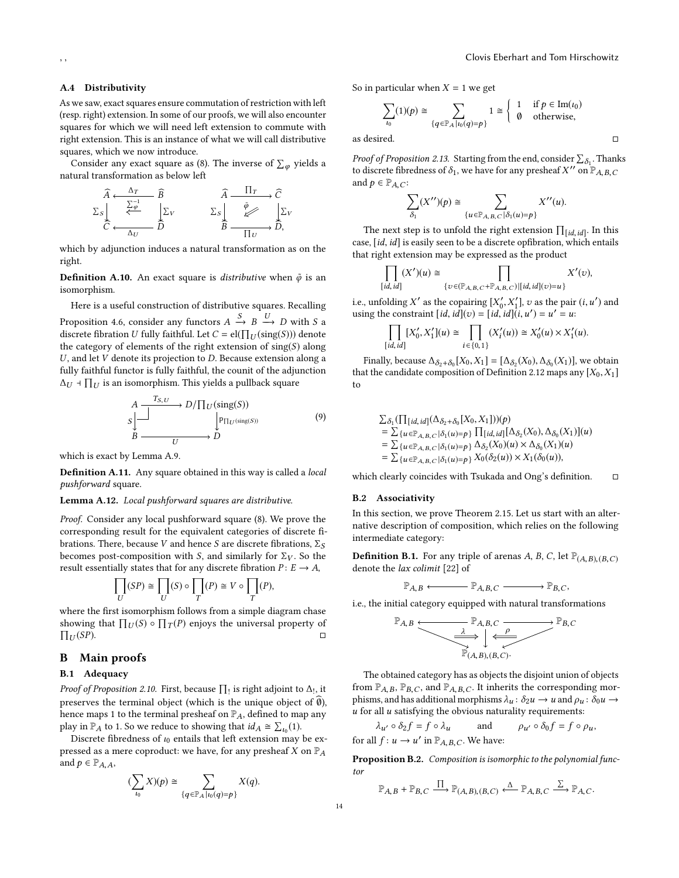### A.4 Distributivity

As we saw, exact squares ensure commutation of restriction with left (resp. right) extension. In some of our proofs, we will also encounter squares for which we will need left extension to commute with right extension. This is an instance of what we will call distributive squares, which we now introduce.

Consider any exact square as (8). The inverse of $\sum_\varphi$ yields a natural transformation as below left

$$
\begin{array}{ccc}
\widehat{A} & \xleftarrow{\Delta_T} & \widehat{B} \\
\Sigma_S \downarrow & \overset{\sum_\varphi^{-1}}{\Leftarrow} & \downarrow \Sigma_V \\
\widehat{C} & \xleftarrow[\Delta_U]{} & \widehat{D}
\end{array}
\qquad
\begin{array}{ccc}
\widehat{A} & \xrightarrow{\prod_T} & \widehat{C} \\
\Sigma_S \downarrow & \overset{\tilde{\varphi}}{\Leftarrow} & \downarrow \Sigma_V \\
\widehat{B} & \xrightarrow[\prod_U]{} & \widehat{D},
\end{array}
$$

which by adjunction induces a natural transformation as on the right.

**Definition A.10.** An exact square is *distributive* when $\tilde{\varphi}$ is an isomorphism.

Here is a useful construction of distributive squares. Recalling Proposition 4.6, consider any functors $A \xrightarrow{S} B \xrightarrow{U} D$ with $S$ a discrete fibration $U$ fully faithful. Let $C = \mathrm{el}(\prod_U(\mathrm{sing}(S)))$ denote the category of elements of the right extension of $\mathrm{sing}(S)$ along $U$, and let $V$ denote its projection to $D$. Because extension along a fully faithful functor is fully faithful, the counit of the adjunction $\Delta_U \dashv \prod_U$ is an isomorphism. This yields a pullback square

$$
\begin{array}{ccc}
A & \xrightarrow{T_{S,U}} & D/\prod_U(\mathrm{sing}(S)) \\
S \downarrow & \lrcorner & \downarrow p_{\prod_U(\mathrm{sing}(S))} \\
B & \xrightarrow[U]{} & D
\end{array}
\tag{9}
$$

which is exact by Lemma A.9.

**Definition A.11.** Any square obtained in this way is called a *local pushforward* square.

**Lemma A.12.** *Local pushforward squares are distributive.*

*Proof.* Consider any local pushforward square (8). We prove the corresponding result for the equivalent categories of discrete fibrations. There, because $V$ and hence $S$ are discrete fibrations, $\Sigma_S$ becomes post-composition with $S$, and similarly for $\Sigma_V$. So the result essentially states that for any discrete fibration $P \colon E \to A$,

$$\prod_U(SP) \cong \prod_U(S) \circ \prod_T(P) \cong V \circ \prod_T(P),$$

where the first isomorphism follows from a simple diagram chase showing that $\prod_U(S) \circ \prod_T(P)$ enjoys the universal property of $\prod_U(SP)$. □

## B Main proofs

### B.1 Adequacy

*Proof of Proposition 2.10.* First, because $\prod_!$ is right adjoint to $\Delta_!$, it preserves the terminal object (which is the unique object of $\widehat{\emptyset}$), hence maps 1 to the terminal presheaf on $\mathbb{P}_A$, defined to map any play in $\mathbb{P}_A$ to 1. So we reduce to showing that $id_A \cong \sum_{\iota_0}(1)$.

Discrete fibredness of $\iota_0$ entails that left extension may be expressed as a mere coproduct: we have, for any presheaf $X$ on $\mathbb{P}_A$ and $p \in \mathbb{P}_{A,A}$,

$$(\sum_{\iota_0} X)(p) \cong \sum_{\{q \in \mathbb{P}_A | \iota_0(q) = p\}} X(q).$$

So in particular when $X = 1$ we get

$$\sum_{\iota_0}(1)(p) \cong \sum_{\{q \in \mathbb{P}_A | \iota_0(q) = p\}} 1 \cong \begin{cases} 1 & \text{if } p \in \mathrm{Im}(\iota_0) \\ \emptyset & \text{otherwise,} \end{cases}$$

as desired. □

*Proof of Proposition 2.13.* Starting from the end, consider $\sum_{\delta_1}$. Thanks to discrete fibredness of $\delta_1$, we have for any presheaf $X''$ on $\mathbb{P}_{A,B,C}$ and $p \in \mathbb{P}_{A,C}$:

$$\sum_{\delta_1}(X'')(p) \cong \sum_{\{u \in \mathbb{P}_{A,B,C} | \delta_1(u) = p\}} X''(u).$$

The next step is to unfold the right extension $\prod_{[id,id]}$. In this case, $[id, id]$ is easily seen to be a discrete opfibration, which entails that right extension may be expressed as the product

$$\prod_{[id,id]}(X')(u) \cong \prod_{\{v \in (\mathbb{P}_{A,B,C} + \mathbb{P}_{A,B,C}) | [id,id](v) = u\}} X'(v),$$

i.e., unfolding $X'$ as the copairing $[X'_0, X'_1]$, $v$ as the pair $(i, u')$ and using the constraint $[id, id](v) = [id, id](i, u') = u' = u$:

$$\prod_{[id,id]}[X'_0, X'_1](u) \cong \prod_{i \in \{0,1\}}(X'_i(u)) \cong X'_0(u) \times X'_1(u).$$

Finally, because $\Delta_{\delta_2 + \delta_0}[X_0, X_1] = [\Delta_{\delta_2}(X_0), \Delta_{\delta_0}(X_1)]$, we obtain that the candidate composition of Definition 2.12 maps any $[X_0, X_1]$ to

$$
\begin{aligned}
&\textstyle\sum_{\delta_1}(\prod_{[id,id]}(\Delta_{\delta_2+\delta_0}[X_0, X_1]))(p) \\
&= \textstyle\sum_{\{u \in \mathbb{P}_{A,B,C} | \delta_1(u) = p\}} \prod_{[id,id]}[\Delta_{\delta_2}(X_0), \Delta_{\delta_0}(X_1)](u) \\
&= \textstyle\sum_{\{u \in \mathbb{P}_{A,B,C} | \delta_1(u) = p\}} \Delta_{\delta_2}(X_0)(u) \times \Delta_{\delta_0}(X_1)(u) \\
&= \textstyle\sum_{\{u \in \mathbb{P}_{A,B,C} | \delta_1(u) = p\}} X_0(\delta_2(u)) \times X_1(\delta_0(u)),
\end{aligned}
$$

which clearly coincides with Tsukada and Ong's definition. □

### B.2 Associativity

In this section, we prove Theorem 2.15. Let us start with an alternative description of composition, which relies on the following intermediate category:

**Definition B.1.** For any triple of arenas $A$, $B$, $C$, let $\mathbb{P}_{(A,B),(B,C)}$ denote the *lax colimit* [22] of

$$\mathbb{P}_{A,B} \longleftarrow \mathbb{P}_{A,B,C} \longrightarrow \mathbb{P}_{B,C},$$

i.e., the initial category equipped with natural transformations

$$
\begin{array}{ccccc}
\mathbb{P}_{A,B} & \longleftarrow & \mathbb{P}_{A,B,C} & \longrightarrow & \mathbb{P}_{B,C} \\
& \searrow \overset{\lambda}{\Longrightarrow} & \downarrow & \overset{\rho}{\Longleftarrow} \swarrow & \\
& & \mathbb{P}_{(A,B),(B,C)}. & &
\end{array}
$$

The obtained category has as objects the disjoint union of objects from $\mathbb{P}_{A,B}$, $\mathbb{P}_{B,C}$, and $\mathbb{P}_{A,B,C}$. It inherits the corresponding morphisms, and has additional morphisms $\lambda_u \colon \delta_2 u \to u$ and $\rho_u \colon \delta_0 u \to u$ for all $u$ satisfying the obvious naturality requirements:

$$\lambda_{u'} \circ \delta_2 f = f \circ \lambda_u \qquad \text{and} \qquad \rho_{u'} \circ \delta_0 f = f \circ \rho_u,$$

for all $f \colon u \to u'$ in $\mathbb{P}_{A,B,C}$. We have:

**Proposition B.2.** *Composition is isomorphic to the polynomial functor*

$$\mathbb{P}_{A,B} + \mathbb{P}_{B,C} \xrightarrow{\prod} \mathbb{P}_{(A,B),(B,C)} \xleftarrow{\Delta} \mathbb{P}_{A,B,C} \xrightarrow{\sum} \mathbb{P}_{A,C}.$$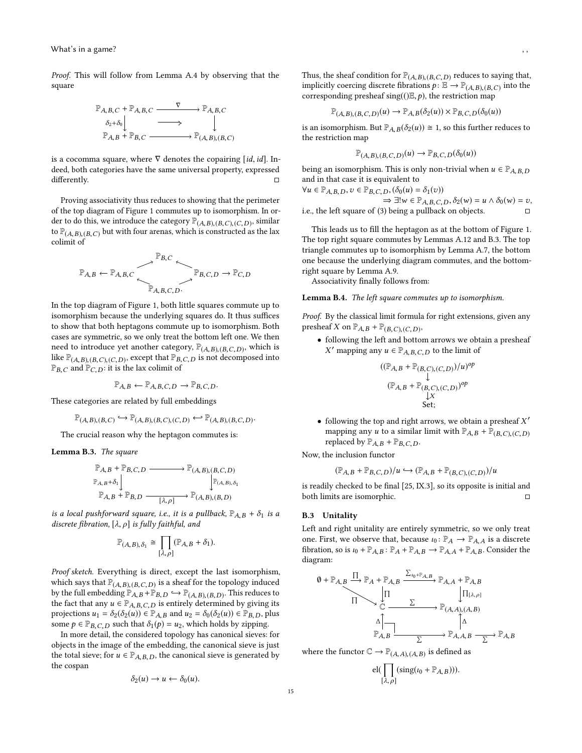*Proof.* This will follow from Lemma A.4 by observing that the square

$$\begin{array}{ccc} \mathbb{P}_{A,B,C} + \mathbb{P}_{A,B,C} & \xrightarrow{\nabla} & \mathbb{P}_{A,B,C} \\ {\scriptstyle \delta_2+\delta_0}\downarrow & \longrightarrow & \downarrow \\ \mathbb{P}_{A,B} + \mathbb{P}_{B,C} & \longrightarrow & \mathbb{P}_{(A,B),(B,C)} \end{array}$$

is a cocomma square, where $\nabla$ denotes the copairing $[id, id]$. Indeed, both categories have the same universal property, expressed differently. □

Proving associativity thus reduces to showing that the perimeter of the top diagram of Figure 1 commutes up to isomorphism. In order to do this, we introduce the category $\mathbb{P}_{(A,B),(B,C),(C,D)}$, similar to $\mathbb{P}_{(A,B),(B,C)}$ but with four arenas, which is constructed as the lax colimit of

$$\mathbb{P}_{A,B} \leftarrow \mathbb{P}_{A,B,C} \rightarrow \mathbb{P}_{B,C} \leftarrow \mathbb{P}_{B,C,D} \rightarrow \mathbb{P}_{C,D}, \quad \mathbb{P}_{A,B,C} \leftarrow \mathbb{P}_{A,B,C,D} \rightarrow \mathbb{P}_{B,C,D}.$$

In the top diagram of Figure 1, both little squares commute up to isomorphism because the underlying squares do. It thus suffices to show that both heptagons commute up to isomorphism. Both cases are symmetric, so we only treat the bottom left one. We then need to introduce yet another category, $\mathbb{P}_{(A,B),(B,C,D)}$, which is like $\mathbb{P}_{(A,B),(B,C),(C,D)}$, except that $\mathbb{P}_{B,C,D}$ is not decomposed into $\mathbb{P}_{B,C}$ and $\mathbb{P}_{C,D}$: it is the lax colimit of

$$\mathbb{P}_{A,B} \leftarrow \mathbb{P}_{A,B,C,D} \rightarrow \mathbb{P}_{B,C,D}.$$

These categories are related by full embeddings

$$\mathbb{P}_{(A,B),(B,C)} \hookrightarrow \mathbb{P}_{(A,B),(B,C),(C,D)} \hookleftarrow \mathbb{P}_{(A,B),(B,C,D)}.$$

The crucial reason why the heptagon commutes is:

**Lemma B.3.** *The square*

$$\begin{array}{ccc} \mathbb{P}_{A,B} + \mathbb{P}_{B,C,D} & \longrightarrow & \mathbb{P}_{(A,B),(B,C,D)} \\ {\scriptstyle \mathbb{P}_{A,B}+\delta_1}\downarrow & & \downarrow{\scriptstyle \mathbb{P}_{(A,B),\delta_1}} \\ \mathbb{P}_{A,B} + \mathbb{P}_{B,D} & \xrightarrow[{[\lambda,\rho]}]{} & \mathbb{P}_{(A,B),(B,D)} \end{array}$$

*is a local pushforward square, i.e., it is a pullback, $\mathbb{P}_{A,B} + \delta_1$ is a discrete fibration, $[\lambda, \rho]$ is fully faithful, and*

$$\mathbb{P}_{(A,B),\delta_1} \cong \prod_{[\lambda,\rho]} (\mathbb{P}_{A,B} + \delta_1).$$

*Proof sketch.* Everything is direct, except the last isomorphism, which says that $\mathbb{P}_{(A,B),(B,C,D)}$ is a sheaf for the topology induced by the full embedding $\mathbb{P}_{A,B} + \mathbb{P}_{B,D} \hookrightarrow \mathbb{P}_{(A,B),(B,D)}$. This reduces to the fact that any $u \in \mathbb{P}_{A,B,C,D}$ is entirely determined by giving its projections $u_1 = \delta_2(\delta_2(u)) \in \mathbb{P}_{A,B}$ and $u_2 = \delta_0(\delta_2(u)) \in \mathbb{P}_{B,D}$, plus some $p \in \mathbb{P}_{B,C,D}$ such that $\delta_1(p) = u_2$, which holds by zipping.

In more detail, the considered topology has canonical sieves: for objects in the image of the embedding, the canonical sieve is just the total sieve; for $u \in \mathbb{P}_{A,B,D}$, the canonical sieve is generated by the cospan

$$\delta_2(u) \rightarrow u \leftarrow \delta_0(u).$$

Thus, the sheaf condition for $\mathbb{P}_{(A,B),(B,C,D)}$ reduces to saying that, implicitly coercing discrete fibrations $p \colon \mathbb{E} \rightarrow \mathbb{P}_{(A,B),(B,C)}$ into the corresponding presheaf $\mathrm{sing}(()\mathbb{E}, p)$, the restriction map

$$\mathbb{P}_{(A,B),(B,C,D)}(u) \rightarrow \mathbb{P}_{A,B}(\delta_2(u)) \times \mathbb{P}_{B,C,D}(\delta_0(u))$$

is an isomorphism. But $\mathbb{P}_{A,B}(\delta_2(u)) \cong 1$, so this further reduces to the restriction map

$$\mathbb{P}_{(A,B),(B,C,D)}(u) \rightarrow \mathbb{P}_{B,C,D}(\delta_0(u))$$

being an isomorphism. This is only non-trivial when $u \in \mathbb{P}_{A,B,D}$ and in that case it is equivalent to

$$\forall u \in \mathbb{P}_{A,B,D}, v \in \mathbb{P}_{B,C,D}, (\delta_0(u) = \delta_1(v)) \Rightarrow \exists! w \in \mathbb{P}_{A,B,C,D}, \delta_2(w) = u \wedge \delta_0(w) = v,$$

i.e., the left square of (3) being a pullback on objects. □

This leads us to fill the heptagon as at the bottom of Figure 1. The top right square commutes by Lemmas A.12 and B.3. The top triangle commutes up to isomorphism by Lemma A.7, the bottom one because the underlying diagram commutes, and the bottom-right square by Lemma A.9.

Associativity finally follows from:

**Lemma B.4.** *The left square commutes up to isomorphism.*

*Proof.* By the classical limit formula for right extensions, given any presheaf $X$ on $\mathbb{P}_{A,B} + \mathbb{P}_{(B,C),(C,D)}$,

- following the left and bottom arrows we obtain a presheaf $X'$ mapping any $u \in \mathbb{P}_{A,B,C,D}$ to the limit of
$$((\mathbb{P}_{A,B} + \mathbb{P}_{(B,C),(C,D)})/u)^{op} \rightarrow (\mathbb{P}_{A,B} + \mathbb{P}_{(B,C),(C,D)})^{op} \xrightarrow{X} \mathrm{Set};$$
- following the top and right arrows, we obtain a presheaf $X'$ mapping any $u$ to a similar limit with $\mathbb{P}_{A,B} + \mathbb{P}_{(B,C),(C,D)}$ replaced by $\mathbb{P}_{A,B} + \mathbb{P}_{B,C,D}$.

Now, the inclusion functor

$$(\mathbb{P}_{A,B} + \mathbb{P}_{B,C,D})/u \hookrightarrow (\mathbb{P}_{A,B} + \mathbb{P}_{(B,C),(C,D)})/u$$

is readily checked to be final [25, IX.3], so its opposite is initial and both limits are isomorphic. □

### B.3 Unitality

Left and right unitality are entirely symmetric, so we only treat one. First, we observe that, because $\iota_0 \colon \mathbb{P}_A \rightarrow \mathbb{P}_{A,A}$ is a discrete fibration, so is $\iota_0 + \mathbb{P}_{A,B} \colon \mathbb{P}_A + \mathbb{P}_{A,B} \rightarrow \mathbb{P}_{A,A} + \mathbb{P}_{A,B}$. Consider the diagram:

$$\begin{array}{ccccc} \emptyset + \mathbb{P}_{A,B} & \xrightarrow{\Pi} & \mathbb{P}_A + \mathbb{P}_{A,B} & \xrightarrow{\Sigma_{\iota_0+\mathbb{P}_{A,B}}} & \mathbb{P}_{A,A} + \mathbb{P}_{A,B} \\ & {\scriptstyle \Pi}\searrow & \downarrow{\scriptstyle \Pi} & & \downarrow{\scriptstyle \Pi_{[\lambda,\rho]}} \\ & & \mathbb{C} & \xrightarrow{\Sigma} & \mathbb{P}_{(A,A),(A,B)} \\ & & {\scriptstyle \Delta}\uparrow & & \uparrow{\scriptstyle \Delta} \\ & & \mathbb{P}_{A,B} & \xrightarrow[\Sigma]{} & \mathbb{P}_{A,A,B} \xrightarrow[\Sigma]{} \mathbb{P}_{A,B} \end{array}$$

where the functor $\mathbb{C} \rightarrow \mathbb{P}_{(A,A),(A,B)}$ is defined as

$$\mathrm{el}(\prod_{[\lambda,\rho]} (\mathrm{sing}(\iota_0 + \mathbb{P}_{A,B}))).$$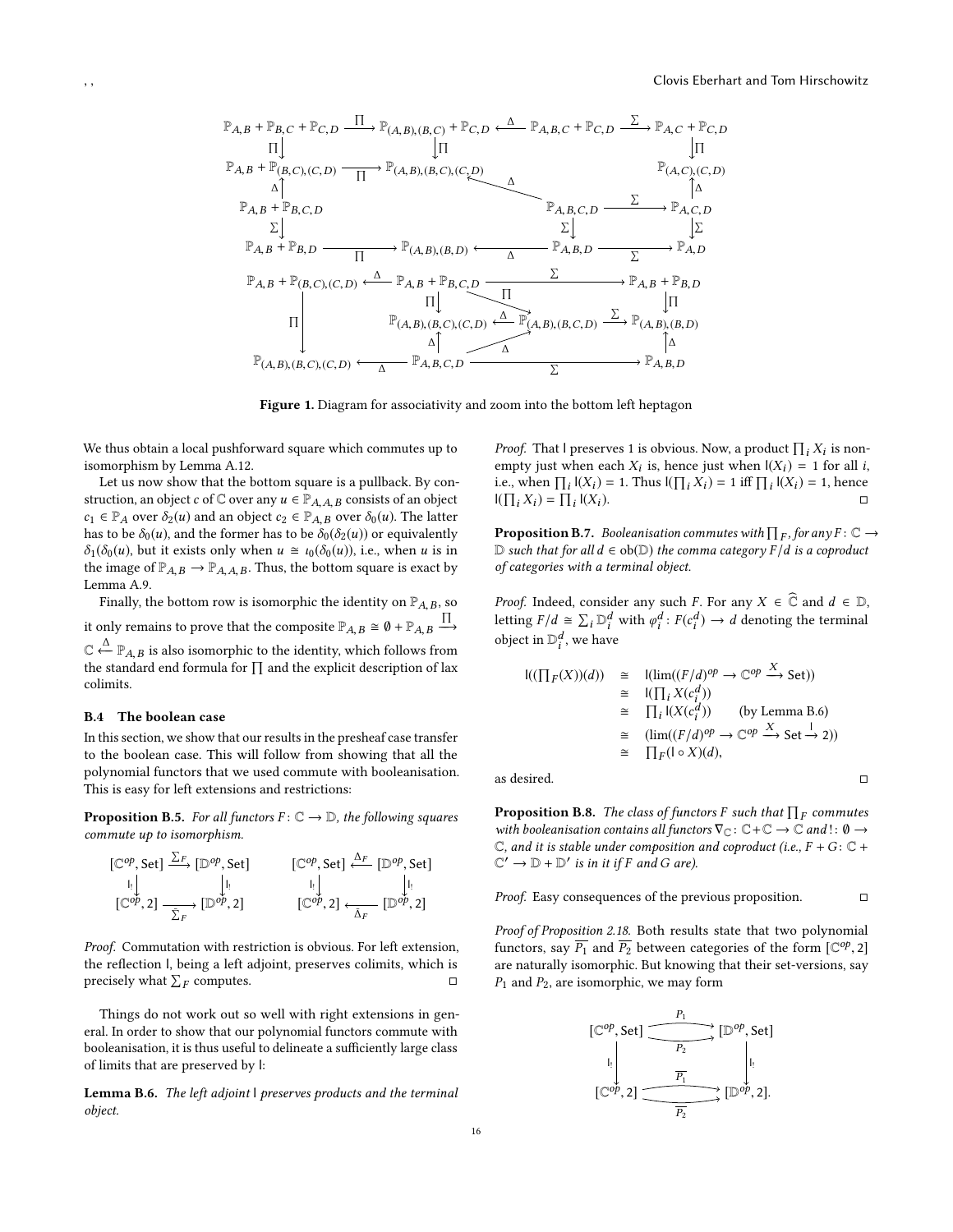$$
\begin{array}{ccccccc}
\mathbb{P}_{A,B} + \mathbb{P}_{B,C} + \mathbb{P}_{C,D} & \xrightarrow{\prod} & \mathbb{P}_{(A,B),(B,C)} + \mathbb{P}_{C,D} & \xleftarrow{\Delta} & \mathbb{P}_{A,B,C} + \mathbb{P}_{C,D} & \xrightarrow{\Sigma} & \mathbb{P}_{A,C} + \mathbb{P}_{C,D} \\
\downarrow \prod & & \downarrow \prod & & & & \downarrow \prod \\
\mathbb{P}_{A,B} + \mathbb{P}_{(B,C),(C,D)} & \xrightarrow{\prod} & \mathbb{P}_{(A,B),(B,C),(C,D)} & & & & \mathbb{P}_{(A,C),(C,D)} \\
\uparrow \Delta & & & \nwarrow \Delta & & & \uparrow \Delta \\
\mathbb{P}_{A,B} + \mathbb{P}_{B,C,D} & & & & \mathbb{P}_{A,B,C,D} & \xrightarrow{\Sigma} & \mathbb{P}_{A,C,D} \\
\downarrow \Sigma & & & & \downarrow \Sigma & & \downarrow \Sigma \\
\mathbb{P}_{A,B} + \mathbb{P}_{B,D} & \xrightarrow{\prod} & \mathbb{P}_{(A,B),(B,D)} & \xleftarrow{\Delta} & \mathbb{P}_{A,B,D} & \xrightarrow{\Sigma} & \mathbb{P}_{A,D}
\end{array}
$$

$$
\begin{array}{ccccccc}
\mathbb{P}_{A,B} + \mathbb{P}_{(B,C),(C,D)} & \xleftarrow{\Delta} & \mathbb{P}_{A,B} + \mathbb{P}_{B,C,D} & & \xrightarrow{\Sigma} & & \mathbb{P}_{A,B} + \mathbb{P}_{B,D} \\
& & \downarrow \prod & \searrow \prod & & & \downarrow \prod \\
\downarrow \prod & & \mathbb{P}_{(A,B),(B,C),(C,D)} & \xleftarrow{\Delta} & \mathbb{P}_{(A,B),(B,C,D)} & \xrightarrow{\Sigma} & \mathbb{P}_{(A,B),(B,D)} \\
& & \uparrow \Delta & \nearrow \Delta & & & \uparrow \Delta \\
\mathbb{P}_{(A,B),(B,C),(C,D)} & \xleftarrow{\Delta} & \mathbb{P}_{A,B,C,D} & & \xrightarrow{\Sigma} & & \mathbb{P}_{A,B,D}
\end{array}
$$

**Figure 1.** Diagram for associativity and zoom into the bottom left heptagon

We thus obtain a local pushforward square which commutes up to isomorphism by Lemma A.12.

Let us now show that the bottom square is a pullback. By construction, an object $c$ of $\mathbb{C}$ over any $u \in \mathbb{P}_{A,A,B}$ consists of an object $c_1 \in \mathbb{P}_A$ over $\delta_2(u)$ and an object $c_2 \in \mathbb{P}_{A,B}$ over $\delta_0(u)$. The latter has to be $\delta_0(u)$, and the former has to be $\delta_0(\delta_2(u))$ or equivalently $\delta_1(\delta_0(u))$, but it exists only when $u \cong \iota_0(\delta_0(u))$, i.e., when $u$ is in the image of $\mathbb{P}_{A,B} \to \mathbb{P}_{A,A,B}$. Thus, the bottom square is exact by Lemma A.9.

Finally, the bottom row is isomorphic the identity on $\mathbb{P}_{A,B}$, so it only remains to prove that the composite $\mathbb{P}_{A,B} \cong \emptyset + \mathbb{P}_{A,B} \xrightarrow{\prod} \mathbb{C} \xleftarrow{\Delta} \mathbb{P}_{A,B}$ is also isomorphic to the identity, which follows from the standard end formula for $\prod$ and the explicit description of lax colimits.

### B.4 The boolean case

In this section, we show that our results in the presheaf case transfer to the boolean case. This will follow from showing that all the polynomial functors that we used commute with booleanisation. This is easy for left extensions and restrictions:

**Proposition B.5.** *For all functors $F: \mathbb{C} \to \mathbb{D}$, the following squares commute up to isomorphism.*

$$
\begin{array}{ccc}
[\mathbb{C}^{op}, \mathrm{Set}] & \xrightarrow{\sum_F} & [\mathbb{D}^{op}, \mathrm{Set}] \\
\downarrow \mathsf{l}_! & & \downarrow \mathsf{l}_! \\
[\mathbb{C}^{op}, 2] & \xrightarrow[\overline{\sum}_F]{} & [\mathbb{D}^{op}, 2]
\end{array}
\qquad
\begin{array}{ccc}
[\mathbb{C}^{op}, \mathrm{Set}] & \xleftarrow{\Delta_F} & [\mathbb{D}^{op}, \mathrm{Set}] \\
\downarrow \mathsf{l}_! & & \downarrow \mathsf{l}_! \\
[\mathbb{C}^{op}, 2] & \xleftarrow[\overline{\Delta}_F]{} & [\mathbb{D}^{op}, 2]
\end{array}
$$

*Proof.* Commutation with restriction is obvious. For left extension, the reflection $\mathsf{l}$, being a left adjoint, preserves colimits, which is precisely what $\sum_F$ computes. □

Things do not work out so well with right extensions in general. In order to show that our polynomial functors commute with booleanisation, it is thus useful to delineate a sufficiently large class of limits that are preserved by $\mathsf{l}$:

**Lemma B.6.** *The left adjoint $\mathsf{l}$ preserves products and the terminal object.*

*Proof.* That $\mathsf{l}$ preserves 1 is obvious. Now, a product $\prod_i X_i$ is non-empty just when each $X_i$ is, hence just when $\mathsf{l}(X_i) = 1$ for all $i$, i.e., when $\prod_i \mathsf{l}(X_i) = 1$. Thus $\mathsf{l}(\prod_i X_i) = 1$ iff $\prod_i \mathsf{l}(X_i) = 1$, hence $\mathsf{l}(\prod_i X_i) = \prod_i \mathsf{l}(X_i)$. □

**Proposition B.7.** *Booleanisation commutes with $\prod_F$, for any $F: \mathbb{C} \to \mathbb{D}$ such that for all $d \in \mathrm{ob}(\mathbb{D})$ the comma category $F/d$ is a coproduct of categories with a terminal object.*

*Proof.* Indeed, consider any such $F$. For any $X \in \widehat{\mathbb{C}}$ and $d \in \mathbb{D}$, letting $F/d \cong \sum_i \mathbb{D}_i^d$ with $\varphi_i^d: F(c_i^d) \to d$ denoting the terminal object in $\mathbb{D}_i^d$, we have

$$
\begin{array}{rcll}
\mathsf{l}((\prod_F(X))(d)) & \cong & \mathsf{l}(\lim((F/d)^{op} \to \mathbb{C}^{op} \xrightarrow{X} \mathrm{Set})) & \\
& \cong & \mathsf{l}(\prod_i X(c_i^d)) & \\
& \cong & \prod_i \mathsf{l}(X(c_i^d)) & \text{(by Lemma B.6)} \\
& \cong & (\lim((F/d)^{op} \to \mathbb{C}^{op} \xrightarrow{X} \mathrm{Set} \xrightarrow{\mathsf{l}} 2)) & \\
& \cong & \prod_F(\mathsf{l} \circ X)(d), &
\end{array}
$$

as desired. □

**Proposition B.8.** *The class of functors $F$ such that $\prod_F$ commutes with booleanisation contains all functors $\nabla_{\mathbb{C}}: \mathbb{C} + \mathbb{C} \to \mathbb{C}$ and $!: \emptyset \to \mathbb{C}$, and it is stable under composition and coproduct (i.e., $F + G: \mathbb{C} + \mathbb{C}' \to \mathbb{D} + \mathbb{D}'$ is in it if $F$ and $G$ are).*

*Proof.* Easy consequences of the previous proposition. □

*Proof of Proposition 2.18.* Both results state that two polynomial functors, say $\overline{P_1}$ and $\overline{P_2}$ between categories of the form $[\mathbb{C}^{op}, 2]$ are naturally isomorphic. But knowing that their set-versions, say $P_1$ and $P_2$, are isomorphic, we may form

$$
\begin{array}{ccc}
[\mathbb{C}^{op}, \mathrm{Set}] & \underset{P_2}{\overset{P_1}{\rightrightarrows}} & [\mathbb{D}^{op}, \mathrm{Set}] \\
\downarrow \mathsf{l}_! & & \downarrow \mathsf{l}_! \\
[\mathbb{C}^{op}, 2] & \underset{\overline{P_2}}{\overset{\overline{P_1}}{\rightrightarrows}} & [\mathbb{D}^{op}, 2].
\end{array}
$$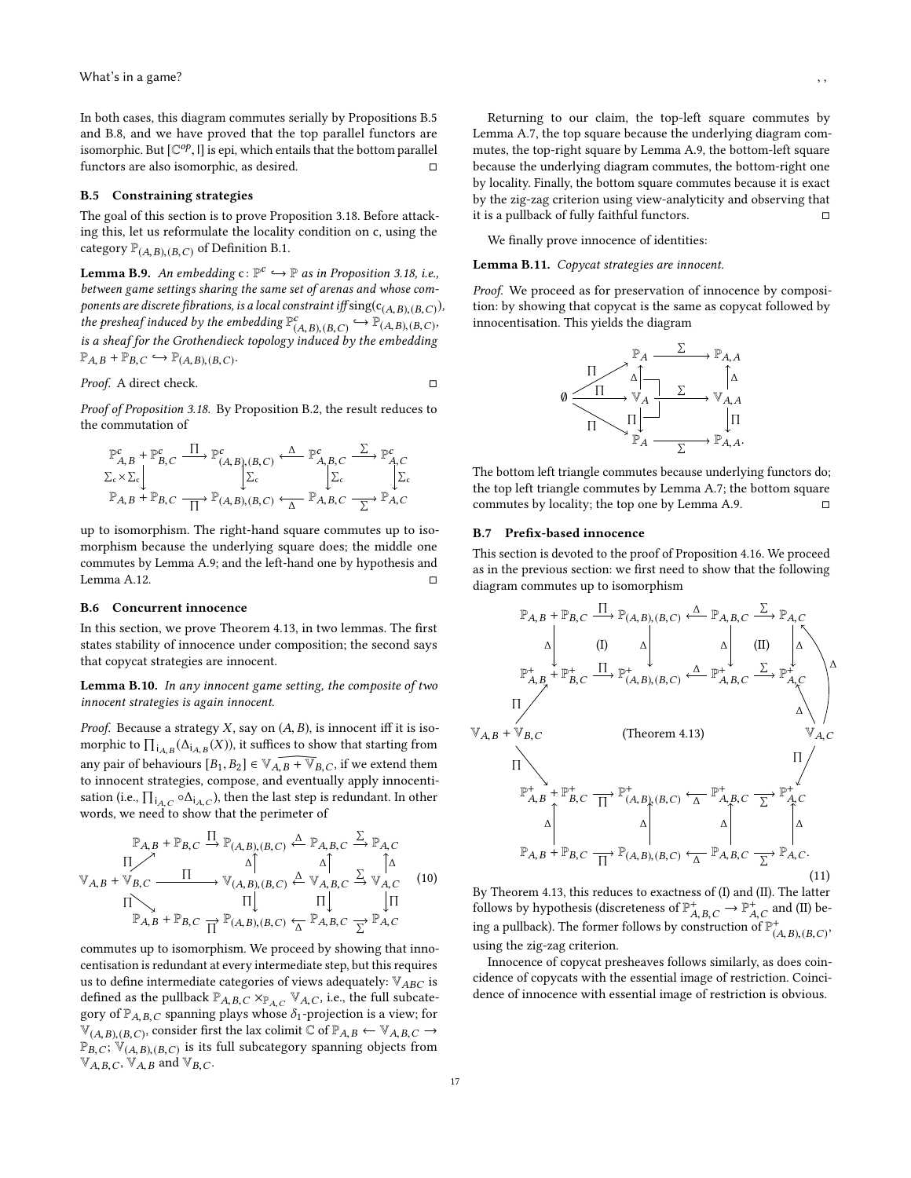In both cases, this diagram commutes serially by Propositions B.5 and B.8, and we have proved that the top parallel functors are isomorphic. But $[\mathbb{C}^{op}, \mathbf{I}]$ is epi, which entails that the bottom parallel functors are also isomorphic, as desired. □

### B.5 Constraining strategies

The goal of this section is to prove Proposition 3.18. Before attacking this, let us reformulate the locality condition on c, using the category $\mathbb{P}_{(A,B),(B,C)}$ of Definition B.1.

**Lemma B.9.** *An embedding* $c\colon \mathbb{P}^c \hookrightarrow \mathbb{P}$ *as in Proposition 3.18, i.e., between game settings sharing the same set of arenas and whose components are discrete fibrations, is a local constraint iff* $\mathrm{sing}(c_{(A,B),(B,C)})$*, the presheaf induced by the embedding* $\mathbb{P}^c_{(A,B),(B,C)} \hookrightarrow \mathbb{P}_{(A,B),(B,C)}$*, is a sheaf for the Grothendieck topology induced by the embedding* $\mathbb{P}_{A,B} + \mathbb{P}_{B,C} \hookrightarrow \mathbb{P}_{(A,B),(B,C)}$.

*Proof.* A direct check. □

*Proof of Proposition 3.18.* By Proposition B.2, the result reduces to the commutation of

$$
\begin{array}{ccccccc}
\mathbb{P}^c_{A,B} + \mathbb{P}^c_{B,C} & \xrightarrow{\prod} & \mathbb{P}^c_{(A,B),(B,C)} & \xleftarrow{\Delta} & \mathbb{P}^c_{A,B,C} & \xrightarrow{\Sigma} & \mathbb{P}^c_{A,C} \\
\downarrow{\scriptstyle \Sigma_c \times \Sigma_c} & & \downarrow{\scriptstyle \Sigma_c} & & \downarrow{\scriptstyle \Sigma_c} & & \downarrow{\scriptstyle \Sigma_c} \\
\mathbb{P}_{A,B} + \mathbb{P}_{B,C} & \xrightarrow[\prod]{} & \mathbb{P}_{(A,B),(B,C)} & \xleftarrow[\Delta]{} & \mathbb{P}_{A,B,C} & \xrightarrow[\Sigma]{} & \mathbb{P}_{A,C}
\end{array}
$$

up to isomorphism. The right-hand square commutes up to isomorphism because the underlying square does; the middle one commutes by Lemma A.9; and the left-hand one by hypothesis and Lemma A.12. □

### B.6 Concurrent innocence

In this section, we prove Theorem 4.13, in two lemmas. The first states stability of innocence under composition; the second says that copycat strategies are innocent.

**Lemma B.10.** *In any innocent game setting, the composite of two innocent strategies is again innocent.*

*Proof.* Because a strategy $X$, say on $(A, B)$, is innocent iff it is isomorphic to $\prod_{i_{A,B}}(\Delta_{i_{A,B}}(X))$, it suffices to show that starting from any pair of behaviours $[B_1, B_2] \in \widehat{\mathbb{V}_{A,B} + \mathbb{V}_{B,C}}$, if we extend them to innocent strategies, compose, and eventually apply innocentisation (i.e., $\prod_{i_{A,C}} \circ \Delta_{i_{A,C}}$), then the last step is redundant. In other words, we need to show that the perimeter of

$$
\begin{array}{ccccccccc}
 & & \mathbb{P}_{A,B} + \mathbb{P}_{B,C} & \xrightarrow{\prod} & \mathbb{P}_{(A,B),(B,C)} & \xleftarrow{\Delta} & \mathbb{P}_{A,B,C} & \xrightarrow{\Sigma} & \mathbb{P}_{A,C} \\
 & \nearrow^{\prod} & & & \uparrow{\scriptstyle \Delta} & & \uparrow{\scriptstyle \Delta} & & \uparrow{\scriptstyle \Delta} \\
\mathbb{V}_{A,B} + \mathbb{V}_{B,C} & & \xrightarrow{\quad\prod\quad} & & \mathbb{V}_{(A,B),(B,C)} & \xleftarrow{\Delta} & \mathbb{V}_{A,B,C} & \xrightarrow{\Sigma} & \mathbb{V}_{A,C} \\
 & \searrow_{\prod} & & & \downarrow{\scriptstyle \prod} & & \downarrow{\scriptstyle \prod} & & \downarrow{\scriptstyle \prod} \\
 & & \mathbb{P}_{A,B} + \mathbb{P}_{B,C} & \xrightarrow[\prod]{} & \mathbb{P}_{(A,B),(B,C)} & \xleftarrow[\Delta]{} & \mathbb{P}_{A,B,C} & \xrightarrow[\Sigma]{} & \mathbb{P}_{A,C}
\end{array}
\qquad (10)
$$

commutes up to isomorphism. We proceed by showing that innocentisation is redundant at every intermediate step, but this requires us to define intermediate categories of views adequately: $\mathbb{V}_{ABC}$ is defined as the pullback $\mathbb{P}_{A,B,C} \times_{\mathbb{P}_{A,C}} \mathbb{V}_{A,C}$, i.e., the full subcategory of $\mathbb{P}_{A,B,C}$ spanning plays whose $\delta_1$-projection is a view; for $\mathbb{V}_{(A,B),(B,C)}$, consider first the lax colimit $\mathbb{C}$ of $\mathbb{P}_{A,B} \leftarrow \mathbb{V}_{A,B,C} \rightarrow \mathbb{P}_{B,C}$; $\mathbb{V}_{(A,B),(B,C)}$ is its full subcategory spanning objects from $\mathbb{V}_{A,B,C}$, $\mathbb{V}_{A,B}$ and $\mathbb{V}_{B,C}$.

Returning to our claim, the top-left square commutes by Lemma A.7, the top square because the underlying diagram commutes, the top-right square by Lemma A.9, the bottom-left square because the underlying diagram commutes, the bottom-right one by locality. Finally, the bottom square commutes because it is exact by the zig-zag criterion using view-analyticity and observing that it is a pullback of fully faithful functors. □

We finally prove innocence of identities:

**Lemma B.11.** *Copycat strategies are innocent.*

*Proof.* We proceed as for preservation of innocence by composition: by showing that copycat is the same as copycat followed by innocentisation. This yields the diagram

$$
\begin{array}{ccccc}
 & & \mathbb{P}_A & \xrightarrow{\Sigma} & \mathbb{P}_{A,A} \\
 & \nearrow^{\prod} & \uparrow{\scriptstyle \Delta} & & \uparrow{\scriptstyle \Delta} \\
\emptyset & \xrightarrow{\prod} & \mathbb{V}_A & \xrightarrow{\Sigma} & \mathbb{V}_{A,A} \\
 & \searrow_{\prod} & \downarrow{\scriptstyle \prod} & & \downarrow{\scriptstyle \prod} \\
 & & \mathbb{P}_A & \xrightarrow[\Sigma]{} & \mathbb{P}_{A,A}.
\end{array}
$$

The bottom left triangle commutes because underlying functors do; the top left triangle commutes by Lemma A.7; the bottom square commutes by locality; the top one by Lemma A.9. □

### B.7 Prefix-based innocence

This section is devoted to the proof of Proposition 4.16. We proceed as in the previous section: we first need to show that the following diagram commutes up to isomorphism

$$
\begin{array}{ccccccccc}
 & \mathbb{P}_{A,B} + \mathbb{P}_{B,C} & \xrightarrow{\prod} & \mathbb{P}_{(A,B),(B,C)} & \xleftarrow{\Delta} & \mathbb{P}_{A,B,C} & \xrightarrow{\Sigma} & \mathbb{P}_{A,C} & \\
 & \downarrow{\scriptstyle \Delta} & \text{(I)} & \downarrow{\scriptstyle \Delta} & & \downarrow{\scriptstyle \Delta} & \text{(II)} & \downarrow{\scriptstyle \Delta} & \\
 & \mathbb{P}^+_{A,B} + \mathbb{P}^+_{B,C} & \xrightarrow{\prod} & \mathbb{P}^+_{(A,B),(B,C)} & \xleftarrow{\Delta} & \mathbb{P}^+_{A,B,C} & \xrightarrow{\Sigma} & \mathbb{P}^+_{A,C} & \\
 \nearrow^{\prod} & & & & & & & \nwarrow^{\Delta} & \\
\mathbb{V}_{A,B} + \mathbb{V}_{B,C} & & & & \text{(Theorem 4.13)} & & & & \mathbb{V}_{A,C} \\
 \searrow_{\prod} & & & & & & & \swarrow_{\prod} & \\
 & \mathbb{P}^+_{A,B} + \mathbb{P}^+_{B,C} & \xrightarrow[\prod]{} & \mathbb{P}^+_{(A,B),(B,C)} & \xleftarrow[\Delta]{} & \mathbb{P}^+_{A,B,C} & \xrightarrow[\Sigma]{} & \mathbb{P}^+_{A,C} & \\
 & \uparrow{\scriptstyle \Delta} & & \uparrow{\scriptstyle \Delta} & & \uparrow{\scriptstyle \Delta} & & \uparrow{\scriptstyle \Delta} & \\
 & \mathbb{P}_{A,B} + \mathbb{P}_{B,C} & \xrightarrow[\prod]{} & \mathbb{P}_{(A,B),(B,C)} & \xleftarrow[\Delta]{} & \mathbb{P}_{A,B,C} & \xrightarrow[\Sigma]{} & \mathbb{P}_{A,C}. &
\end{array}
\qquad (11)
$$

(with an additional arrow $\Delta\colon \mathbb{V}_{A,C} \to \mathbb{P}_{A,C}$ on the right.)

By Theorem 4.13, this reduces to exactness of (I) and (II). The latter follows by hypothesis (discreteness of $\mathbb{P}^+_{A,B,C} \to \mathbb{P}^+_{A,C}$ and (II) being a pullback). The former follows by construction of $\mathbb{P}^+_{(A,B),(B,C)}$, using the zig-zag criterion.

Innocence of copycat presheaves follows similarly, as does coincidence of copycats with the essential image of restriction. Coincidence of innocence with essential image of restriction is obvious.